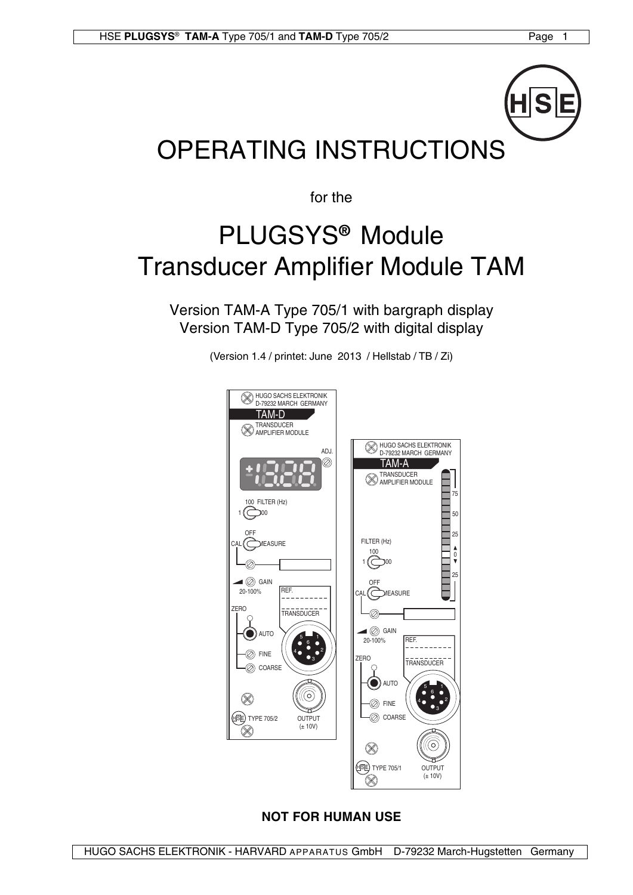# OPERATING INSTRUCTIONS

for the

# PLUGSYS® Module
# Transducer Amplifier Module TAM

Version TAM-A Type 705/1 with bargraph display
Version TAM-D Type 705/2 with digital display

(Version 1.4 / printet: June 2013 / Hellstab / TB / Zi)

**NOT FOR HUMAN USE**

HUGO SACHS ELEKTRONIK - HARVARD APPARATUS GmbH D-79232 March-Hugstetten Germany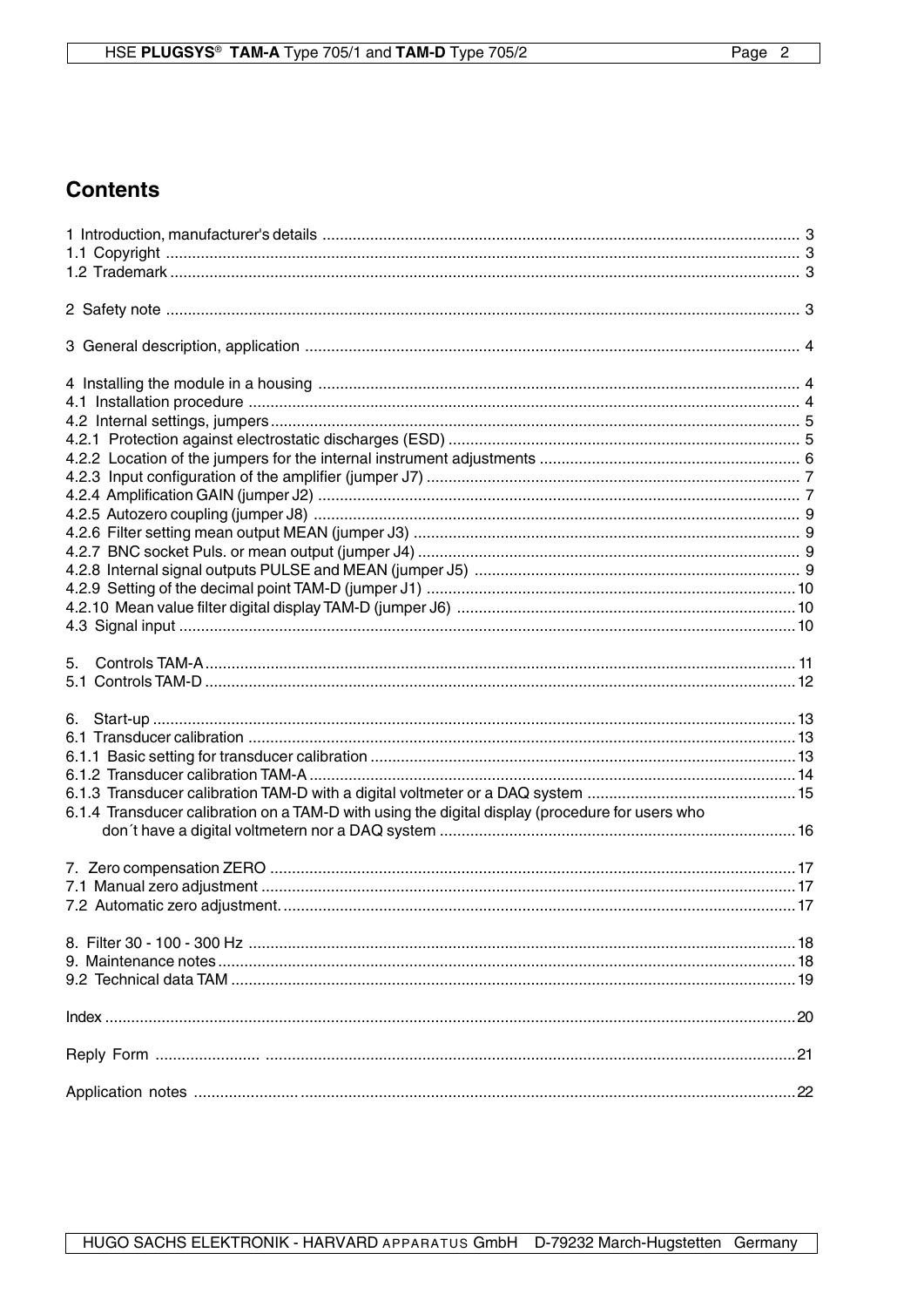## Contents

1 Introduction, manufacturer's details ........ 3
1.1 Copyright ........ 3
1.2 Trademark ........ 3

2 Safety note ........ 3

3 General description, application ........ 4

4 Installing the module in a housing ........ 4
4.1 Installation procedure ........ 4
4.2 Internal settings, jumpers ........ 5
4.2.1 Protection against electrostatic discharges (ESD) ........ 5
4.2.2 Location of the jumpers for the internal instrument adjustments ........ 6
4.2.3 Input configuration of the amplifier (jumper J7) ........ 7
4.2.4 Amplification GAIN (jumper J2) ........ 7
4.2.5 Autozero coupling (jumper J8) ........ 9
4.2.6 Filter setting mean output MEAN (jumper J3) ........ 9
4.2.7 BNC socket Puls. or mean output (jumper J4) ........ 9
4.2.8 Internal signal outputs PULSE and MEAN (jumper J5) ........ 9
4.2.9 Setting of the decimal point TAM-D (jumper J1) ........ 10
4.2.10 Mean value filter digital display TAM-D (jumper J6) ........ 10
4.3 Signal input ........ 10

5. Controls TAM-A ........ 11
5.1 Controls TAM-D ........ 12

6. Start-up ........ 13
6.1 Transducer calibration ........ 13
6.1.1 Basic setting for transducer calibration ........ 13
6.1.2 Transducer calibration TAM-A ........ 14
6.1.3 Transducer calibration TAM-D with a digital voltmeter or a DAQ system ........ 15
6.1.4 Transducer calibration on a TAM-D with using the digital display (procedure for users who don´t have a digital voltmetern nor a DAQ system ........ 16

7. Zero compensation ZERO ........ 17
7.1 Manual zero adjustment ........ 17
7.2 Automatic zero adjustment. ........ 17

8. Filter 30 - 100 - 300 Hz ........ 18
9. Maintenance notes ........ 18
9.2 Technical data TAM ........ 19

Index ........ 20

Reply Form ........ 21

Application notes ........ 22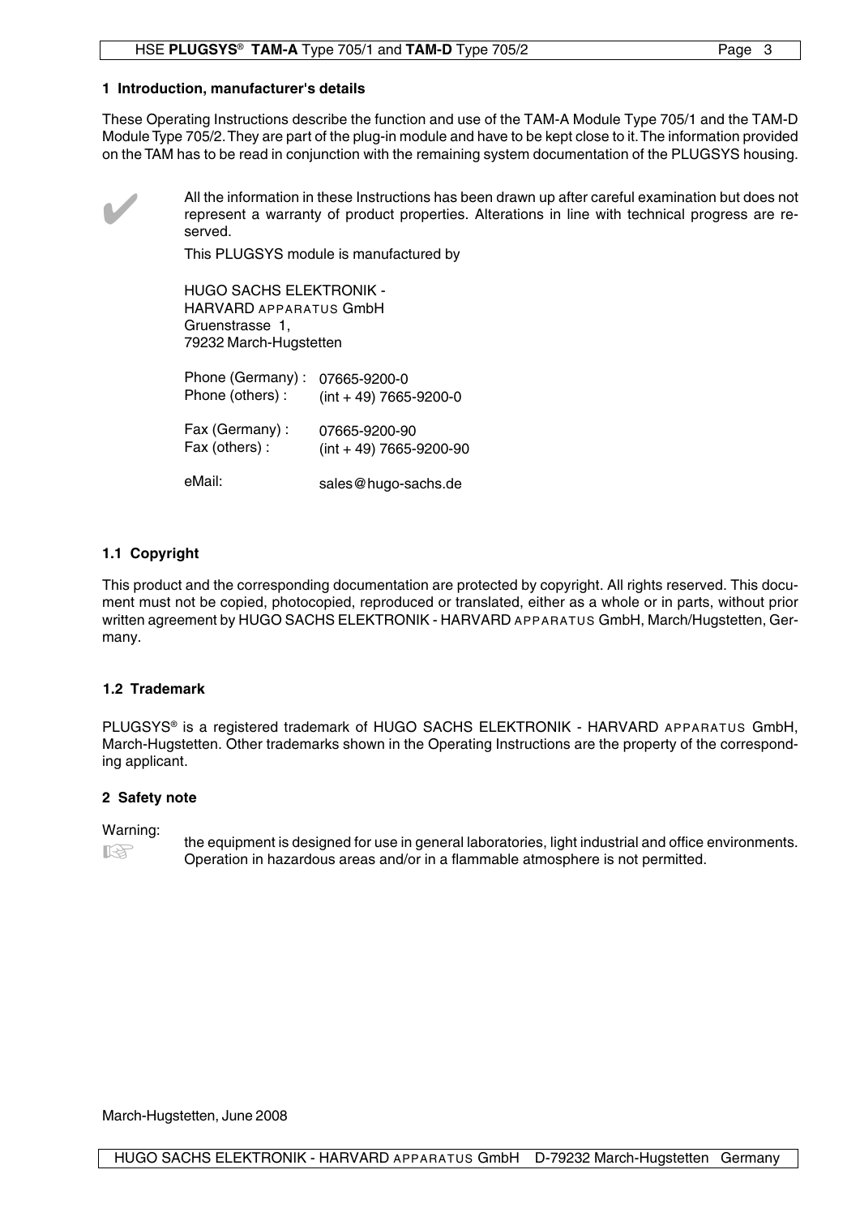## 1 Introduction, manufacturer's details

These Operating Instructions describe the function and use of the TAM-A Module Type 705/1 and the TAM-D Module Type 705/2. They are part of the plug-in module and have to be kept close to it. The information provided on the TAM has to be read in conjunction with the remaining system documentation of the PLUGSYS housing.

✔ All the information in these Instructions has been drawn up after careful examination but does not represent a warranty of product properties. Alterations in line with technical progress are reserved.

This PLUGSYS module is manufactured by

HUGO SACHS ELEKTRONIK -
HARVARD APPARATUS GmbH
Gruenstrasse 1,
79232 March-Hugstetten

| | |
|---|---|
| Phone (Germany) : | 07665-9200-0 |
| Phone (others) : | (int + 49) 7665-9200-0 |
| Fax (Germany) : | 07665-9200-90 |
| Fax (others) : | (int + 49) 7665-9200-90 |
| eMail: | sales@hugo-sachs.de |

### 1.1 Copyright

This product and the corresponding documentation are protected by copyright. All rights reserved. This document must not be copied, photocopied, reproduced or translated, either as a whole or in parts, without prior written agreement by HUGO SACHS ELEKTRONIK - HARVARD APPARATUS GmbH, March/Hugstetten, Germany.

### 1.2 Trademark

PLUGSYS® is a registered trademark of HUGO SACHS ELEKTRONIK - HARVARD APPARATUS GmbH, March-Hugstetten. Other trademarks shown in the Operating Instructions are the property of the corresponding applicant.

## 2 Safety note

Warning:

☞ the equipment is designed for use in general laboratories, light industrial and office environments. Operation in hazardous areas and/or in a flammable atmosphere is not permitted.

March-Hugstetten, June 2008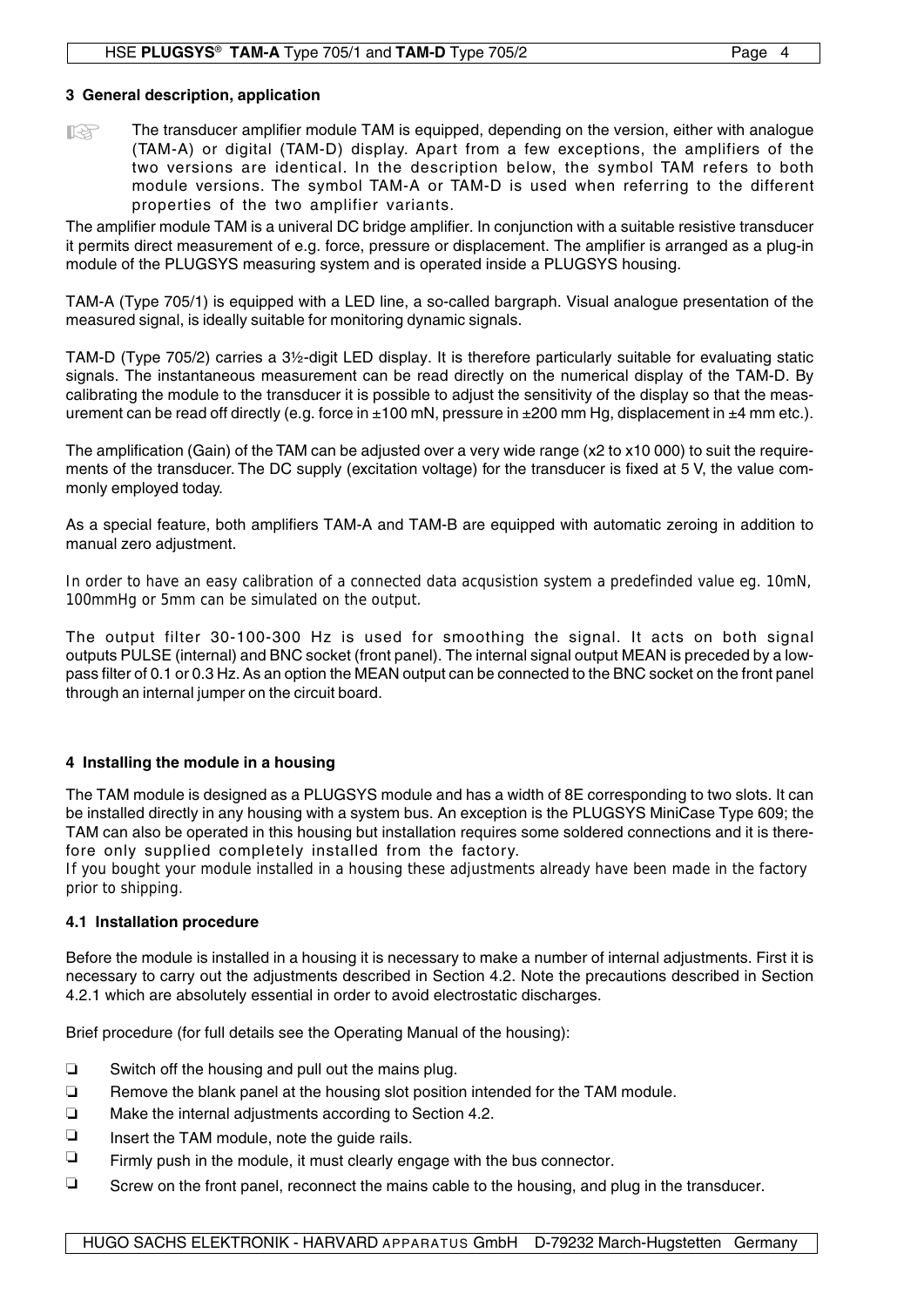## 3 General description, application

☞ The transducer amplifier module TAM is equipped, depending on the version, either with analogue (TAM-A) or digital (TAM-D) display. Apart from a few exceptions, the amplifiers of the two versions are identical. In the description below, the symbol TAM refers to both module versions. The symbol TAM-A or TAM-D is used when referring to the different properties of the two amplifier variants.

The amplifier module TAM is a univeral DC bridge amplifier. In conjunction with a suitable resistive transducer it permits direct measurement of e.g. force, pressure or displacement. The amplifier is arranged as a plug-in module of the PLUGSYS measuring system and is operated inside a PLUGSYS housing.

TAM-A (Type 705/1) is equipped with a LED line, a so-called bargraph. Visual analogue presentation of the measured signal, is ideally suitable for monitoring dynamic signals.

TAM-D (Type 705/2) carries a 3½-digit LED display. It is therefore particularly suitable for evaluating static signals. The instantaneous measurement can be read directly on the numerical display of the TAM-D. By calibrating the module to the transducer it is possible to adjust the sensitivity of the display so that the measurement can be read off directly (e.g. force in ±100 mN, pressure in ±200 mm Hg, displacement in ±4 mm etc.).

The amplification (Gain) of the TAM can be adjusted over a very wide range (x2 to x10 000) to suit the requirements of the transducer. The DC supply (excitation voltage) for the transducer is fixed at 5 V, the value commonly employed today.

As a special feature, both amplifiers TAM-A and TAM-B are equipped with automatic zeroing in addition to manual zero adjustment.

In order to have an easy calibration of a connected data acqusistion system a predefinded value eg. 10mN, 100mmHg or 5mm can be simulated on the output.

The output filter 30-100-300 Hz is used for smoothing the signal. It acts on both signal outputs PULSE (internal) and BNC socket (front panel). The internal signal output MEAN is preceded by a low-pass filter of 0.1 or 0.3 Hz. As an option the MEAN output can be connected to the BNC socket on the front panel through an internal jumper on the circuit board.

## 4 Installing the module in a housing

The TAM module is designed as a PLUGSYS module and has a width of 8E corresponding to two slots. It can be installed directly in any housing with a system bus. An exception is the PLUGSYS MiniCase Type 609; the TAM can also be operated in this housing but installation requires some soldered connections and it is therefore only supplied completely installed from the factory.
If you bought your module installed in a housing these adjustments already have been made in the factory prior to shipping.

### 4.1 Installation procedure

Before the module is installed in a housing it is necessary to make a number of internal adjustments. First it is necessary to carry out the adjustments described in Section 4.2. Note the precautions described in Section 4.2.1 which are absolutely essential in order to avoid electrostatic discharges.

Brief procedure (for full details see the Operating Manual of the housing):

- ❏ Switch off the housing and pull out the mains plug.
- ❏ Remove the blank panel at the housing slot position intended for the TAM module.
- ❏ Make the internal adjustments according to Section 4.2.
- ❏ Insert the TAM module, note the guide rails.
- ❏ Firmly push in the module, it must clearly engage with the bus connector.
- ❏ Screw on the front panel, reconnect the mains cable to the housing, and plug in the transducer.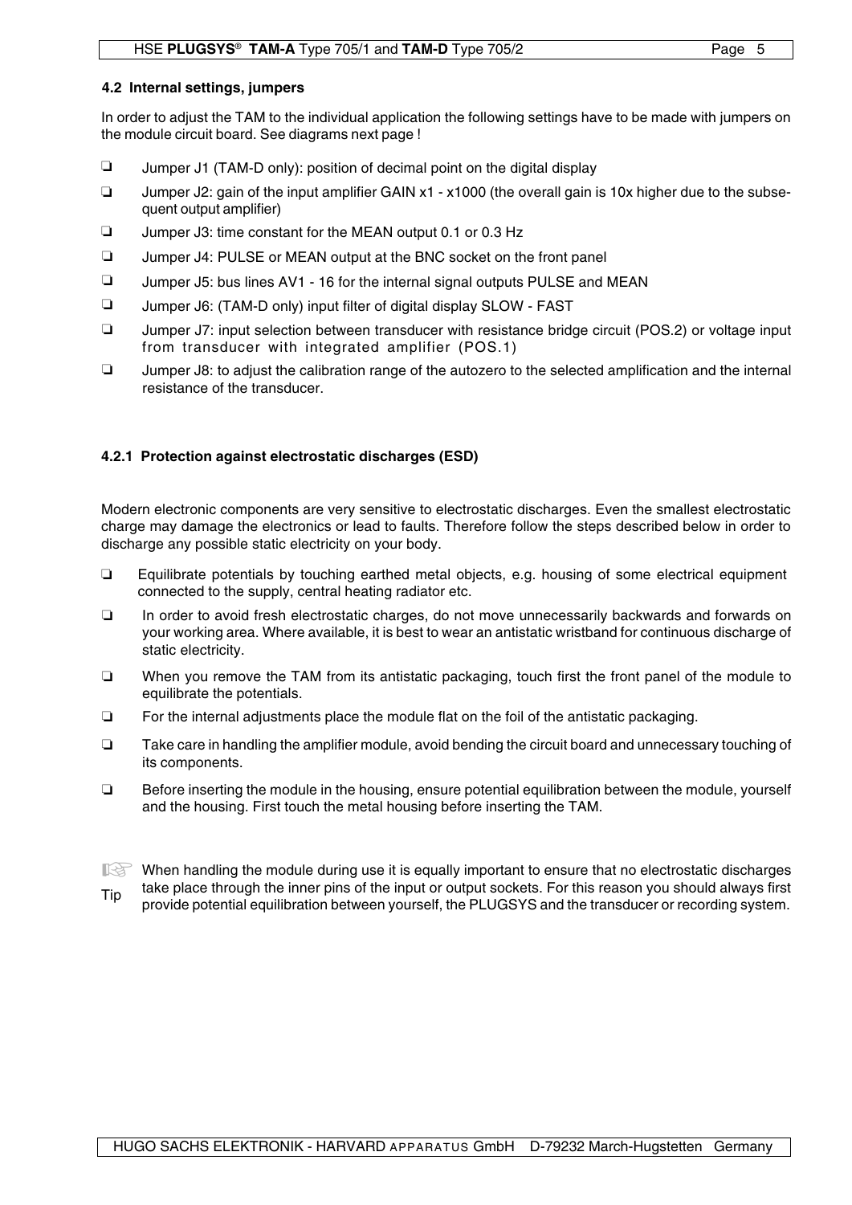### 4.2 Internal settings, jumpers

In order to adjust the TAM to the individual application the following settings have to be made with jumpers on the module circuit board. See diagrams next page !

- ❑ Jumper J1 (TAM-D only): position of decimal point on the digital display
- ❑ Jumper J2: gain of the input amplifier GAIN x1 - x1000 (the overall gain is 10x higher due to the subsequent output amplifier)
- ❑ Jumper J3: time constant for the MEAN output 0.1 or 0.3 Hz
- ❑ Jumper J4: PULSE or MEAN output at the BNC socket on the front panel
- ❑ Jumper J5: bus lines AV1 - 16 for the internal signal outputs PULSE and MEAN
- ❑ Jumper J6: (TAM-D only) input filter of digital display SLOW - FAST
- ❑ Jumper J7: input selection between transducer with resistance bridge circuit (POS.2) or voltage input from transducer with integrated amplifier (POS.1)
- ❑ Jumper J8: to adjust the calibration range of the autozero to the selected amplification and the internal resistance of the transducer.

#### 4.2.1 Protection against electrostatic discharges (ESD)

Modern electronic components are very sensitive to electrostatic discharges. Even the smallest electrostatic charge may damage the electronics or lead to faults. Therefore follow the steps described below in order to discharge any possible static electricity on your body.

- ❑ Equilibrate potentials by touching earthed metal objects, e.g. housing of some electrical equipment connected to the supply, central heating radiator etc.
- ❑ In order to avoid fresh electrostatic charges, do not move unnecessarily backwards and forwards on your working area. Where available, it is best to wear an antistatic wristband for continuous discharge of static electricity.
- ❑ When you remove the TAM from its antistatic packaging, touch first the front panel of the module to equilibrate the potentials.
- ❑ For the internal adjustments place the module flat on the foil of the antistatic packaging.
- ❑ Take care in handling the amplifier module, avoid bending the circuit board and unnecessary touching of its components.
- ❑ Before inserting the module in the housing, ensure potential equilibration between the module, yourself and the housing. First touch the metal housing before inserting the TAM.

☞ Tip: When handling the module during use it is equally important to ensure that no electrostatic discharges take place through the inner pins of the input or output sockets. For this reason you should always first provide potential equilibration between yourself, the PLUGSYS and the transducer or recording system.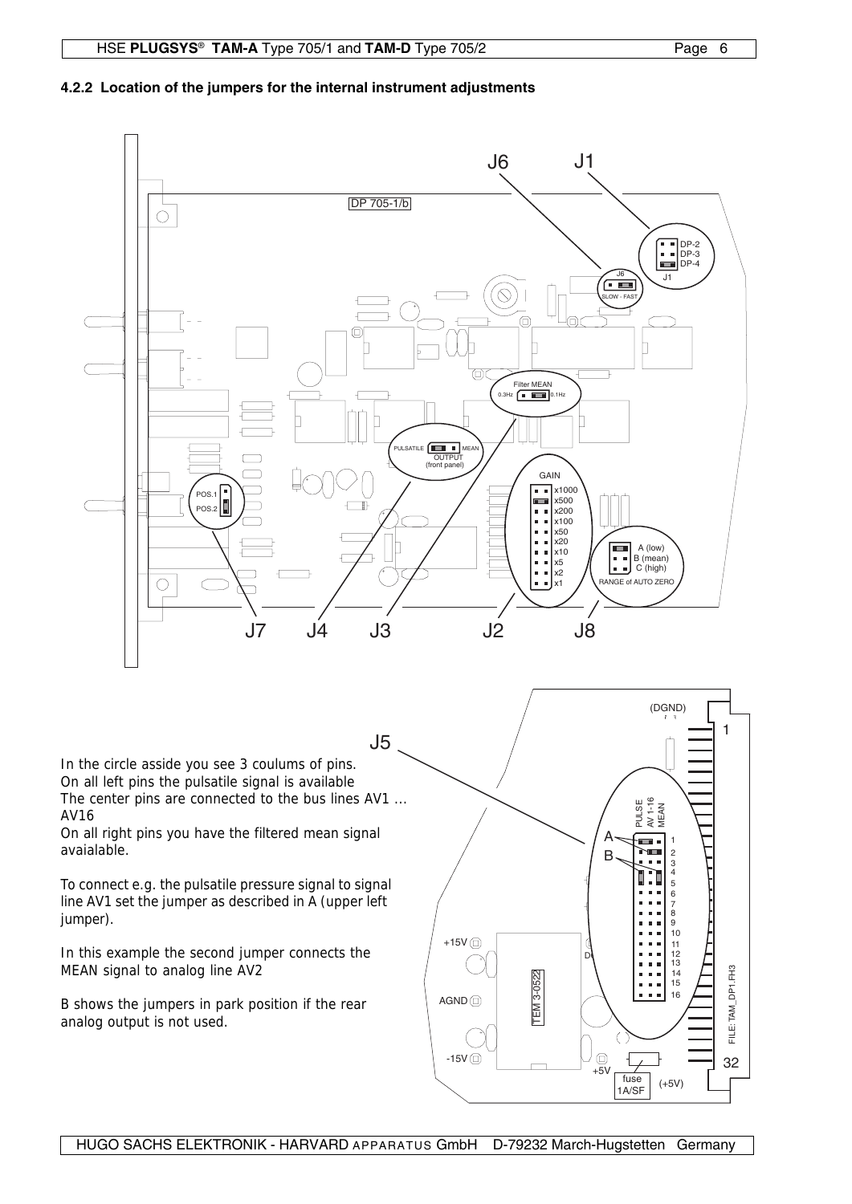### 4.2.2 Location of the jumpers for the internal instrument adjustments

In the circle asside you see 3 coulums of pins.
On all left pins the pulsatile signal is available
The center pins are connected to the bus lines AV1 ... AV16
On all right pins you have the filtered mean signal avaialable.

To connect e.g. the pulsatile pressure signal to signal line AV1 set the jumper as described in A (upper left jumper).

In this example the second jumper connects the MEAN signal to analog line AV2

B shows the jumpers in park position if the rear analog output is not used.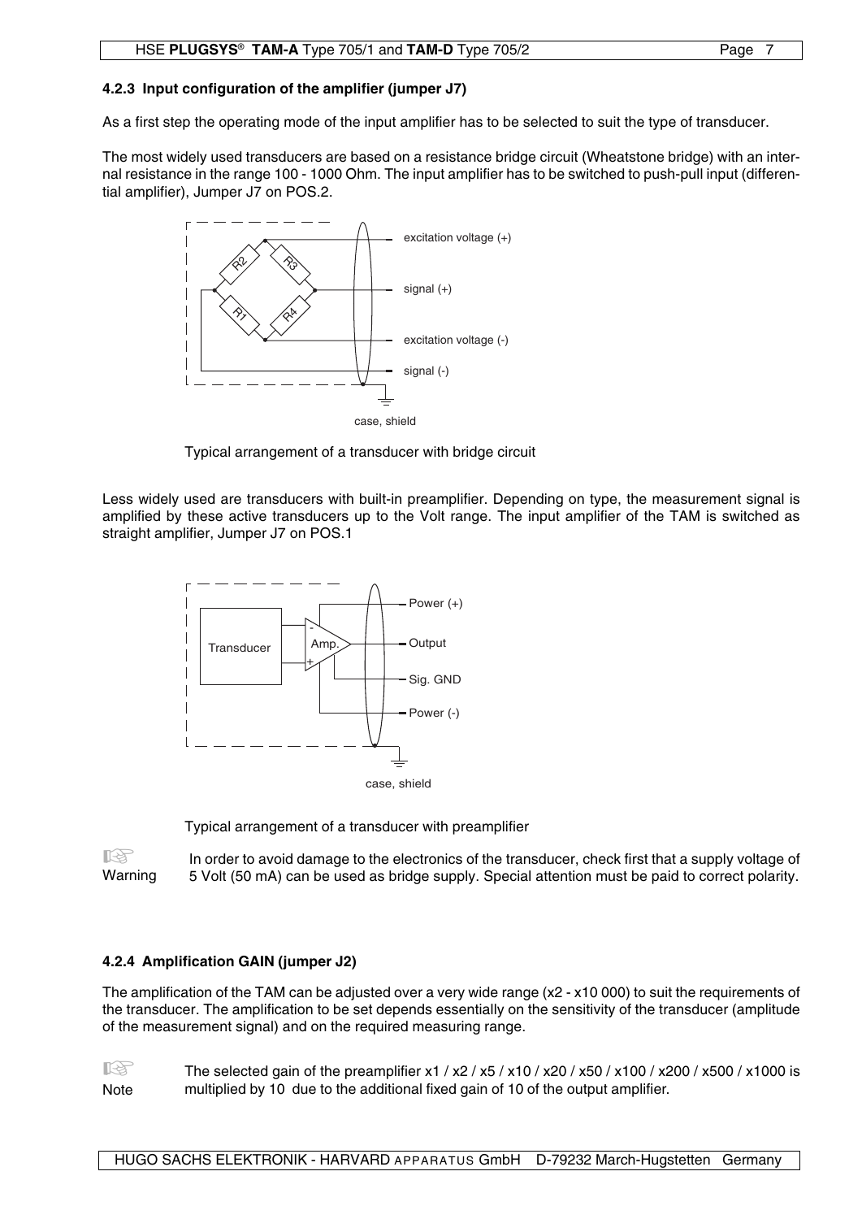### 4.2.3 Input configuration of the amplifier (jumper J7)

As a first step the operating mode of the input amplifier has to be selected to suit the type of transducer.

The most widely used transducers are based on a resistance bridge circuit (Wheatstone bridge) with an internal resistance in the range 100 - 1000 Ohm. The input amplifier has to be switched to push-pull input (differential amplifier), Jumper J7 on POS.2.

Typical arrangement of a transducer with bridge circuit

Less widely used are transducers with built-in preamplifier. Depending on type, the measurement signal is amplified by these active transducers up to the Volt range. The input amplifier of the TAM is switched as straight amplifier, Jumper J7 on POS.1

Typical arrangement of a transducer with preamplifier

Warning: In order to avoid damage to the electronics of the transducer, check first that a supply voltage of 5 Volt (50 mA) can be used as bridge supply. Special attention must be paid to correct polarity.

### 4.2.4 Amplification GAIN (jumper J2)

The amplification of the TAM can be adjusted over a very wide range (x2 - x10 000) to suit the requirements of the transducer. The amplification to be set depends essentially on the sensitivity of the transducer (amplitude of the measurement signal) and on the required measuring range.

Note: The selected gain of the preamplifier x1 / x2 / x5 / x10 / x20 / x50 / x100 / x200 / x500 / x1000 is multiplied by 10 due to the additional fixed gain of 10 of the output amplifier.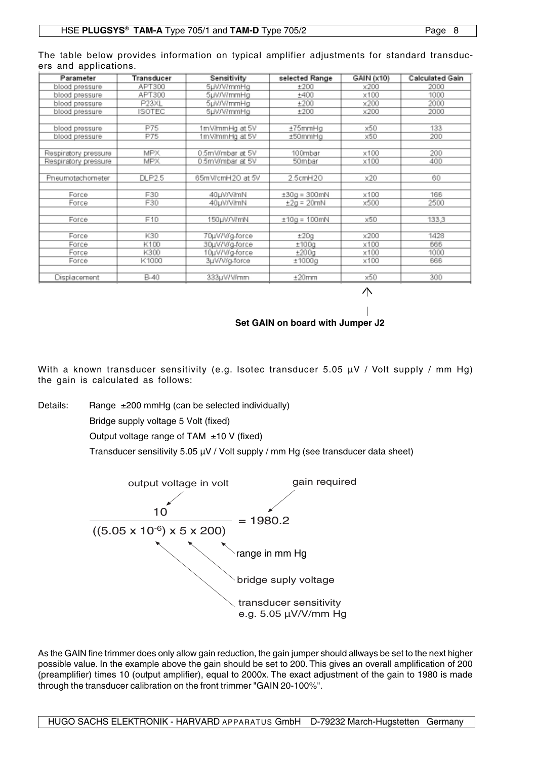The table below provides information on typical amplifier adjustments for standard transducers and applications.

| Parameter | Transducer | Sensitivity | selected Range | GAIN (x10) | Calculated Gain |
|---|---|---|---|---|---|
| blood pressure | APT300 | 5µV/V/mmHg | ±200 | x200 | 2000 |
| blood pressure | APT300 | 5µV/V/mmHg | ±400 | x100 | 1000 |
| blood pressure | P23XL | 5µV/V/mmHg | ±200 | x200 | 2000 |
| blood pressure | ISOTEC | 5µV/V/mmHg | ±200 | x200 | 2000 |
| | | | | | |
| blood pressure | P75 | 1mV/mmHg at 5V | ±75mmHg | x50 | 133 |
| blood pressure | P75 | 1mV/mmHg at 5V | ±50mmHg | x50 | 200 |
| | | | | | |
| Respiratory pressure | MPX | 0.5mV/mbar at 5V | 100mbar | x100 | 200 |
| Respiratory pressure | MPX | 0.5mV/mbar at 5V | 50mbar | x100 | 400 |
| | | | | | |
| Pneumotachometer | DLP2.5 | 65mV/cmH2O at 5V | 2.5cmH2O | x20 | 60 |
| | | | | | |
| Force | F30 | 40µV/V/mN | ±30g = 300mN | x100 | 166 |
| Force | F30 | 40µV/V/mN | ±2g = 20mN | x500 | 2500 |
| | | | | | |
| Force | F10 | 150µV/V/mN | ±10g = 100mN | x50 | 133,3 |
| | | | | | |
| Force | K30 | 70µV/V/g-force | ±20g | x200 | 1428 |
| Force | K100 | 30µV/V/g-force | ±100g | x100 | 666 |
| Force | K300 | 10µV/V/g-force | ±200g | x100 | 1000 |
| Force | K1000 | 3µV/V/g-force | ±1000g | x100 | 666 |
| | | | | | |
| Displacement | B-40 | 333µV/V/mm | ±20mm | x50 | 300 |

**Set GAIN on board with Jumper J2** (GAIN (x10) column)

With a known transducer sensitivity (e.g. Isotec transducer 5.05 µV / Volt supply / mm Hg) the gain is calculated as follows:

Details: Range ±200 mmHg (can be selected individually)

Bridge supply voltage 5 Volt (fixed)

Output voltage range of TAM ±10 V (fixed)

Transducer sensitivity 5.05 µV / Volt supply / mm Hg (see transducer data sheet)

$$\frac{10}{((5.05 \times 10^{-6}) \times 5 \times 200)} = 1980.2$$

- 10: output voltage in volt
- 1980.2: gain required
- 200: range in mm Hg
- 5: bridge suply voltage
- $5.05 \times 10^{-6}$: transducer sensitivity e.g. 5.05 µV/V/mm Hg

As the GAIN fine trimmer does only allow gain reduction, the gain jumper should allways be set to the next higher possible value. In the example above the gain should be set to 200. This gives an overall amplification of 200 (preamplifier) times 10 (output amplifier), equal to 2000x. The exact adjustment of the gain to 1980 is made through the transducer calibration on the front trimmer "GAIN 20-100%".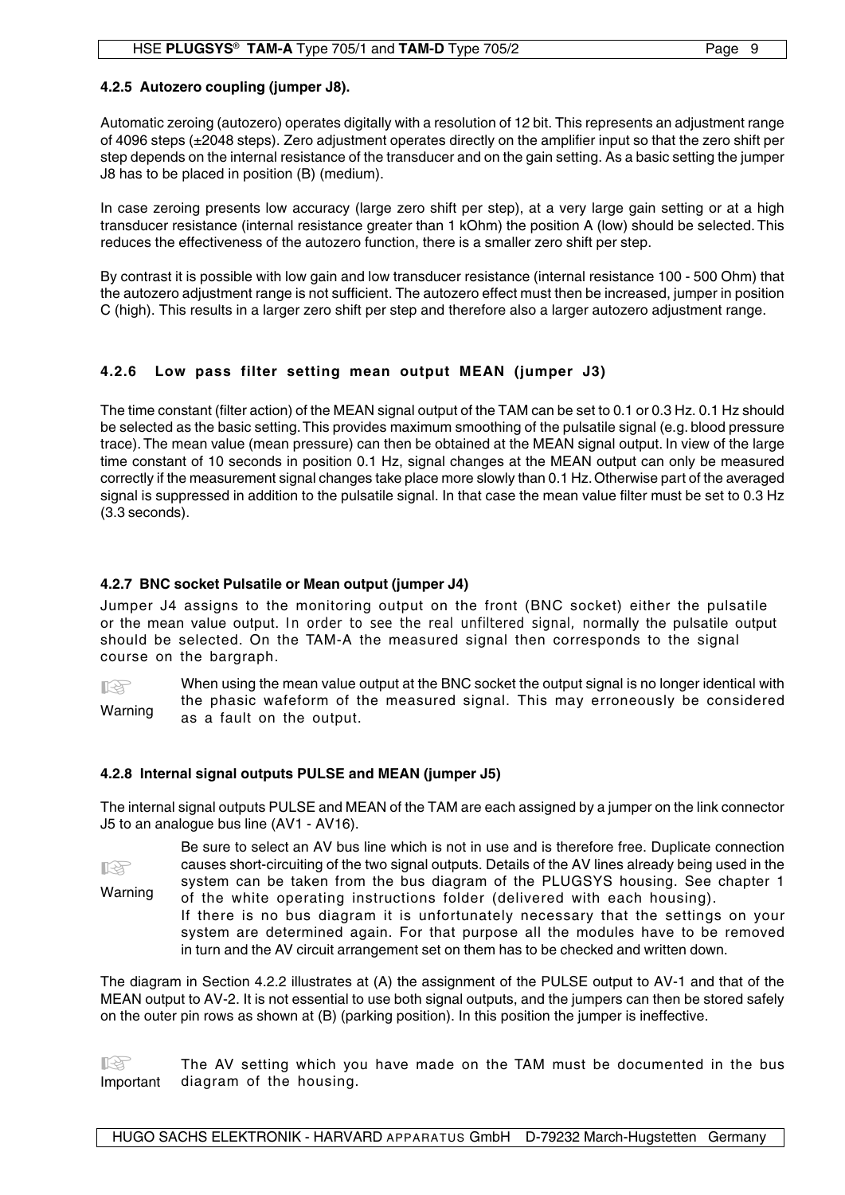#### 4.2.5 Autozero coupling (jumper J8).

Automatic zeroing (autozero) operates digitally with a resolution of 12 bit. This represents an adjustment range of 4096 steps (±2048 steps). Zero adjustment operates directly on the amplifier input so that the zero shift per step depends on the internal resistance of the transducer and on the gain setting. As a basic setting the jumper J8 has to be placed in position (B) (medium).

In case zeroing presents low accuracy (large zero shift per step), at a very large gain setting or at a high transducer resistance (internal resistance greater than 1 kOhm) the position A (low) should be selected. This reduces the effectiveness of the autozero function, there is a smaller zero shift per step.

By contrast it is possible with low gain and low transducer resistance (internal resistance 100 - 500 Ohm) that the autozero adjustment range is not sufficient. The autozero effect must then be increased, jumper in position C (high). This results in a larger zero shift per step and therefore also a larger autozero adjustment range.

#### 4.2.6 Low pass filter setting mean output MEAN (jumper J3)

The time constant (filter action) of the MEAN signal output of the TAM can be set to 0.1 or 0.3 Hz. 0.1 Hz should be selected as the basic setting. This provides maximum smoothing of the pulsatile signal (e.g. blood pressure trace). The mean value (mean pressure) can then be obtained at the MEAN signal output. In view of the large time constant of 10 seconds in position 0.1 Hz, signal changes at the MEAN output can only be measured correctly if the measurement signal changes take place more slowly than 0.1 Hz. Otherwise part of the averaged signal is suppressed in addition to the pulsatile signal. In that case the mean value filter must be set to 0.3 Hz (3.3 seconds).

#### 4.2.7 BNC socket Pulsatile or Mean output (jumper J4)

Jumper J4 assigns to the monitoring output on the front (BNC socket) either the pulsatile or the mean value output. In order to see the real unfiltered signal, normally the pulsatile output should be selected. On the TAM-A the measured signal then corresponds to the signal course on the bargraph.

☞ Warning: When using the mean value output at the BNC socket the output signal is no longer identical with the phasic wafeform of the measured signal. This may erroneously be considered as a fault on the output.

#### 4.2.8 Internal signal outputs PULSE and MEAN (jumper J5)

The internal signal outputs PULSE and MEAN of the TAM are each assigned by a jumper on the link connector J5 to an analogue bus line (AV1 - AV16).

☞ Warning: Be sure to select an AV bus line which is not in use and is therefore free. Duplicate connection causes short-circuiting of the two signal outputs. Details of the AV lines already being used in the system can be taken from the bus diagram of the PLUGSYS housing. See chapter 1 of the white operating instructions folder (delivered with each housing).
If there is no bus diagram it is unfortunately necessary that the settings on your system are determined again. For that purpose all the modules have to be removed in turn and the AV circuit arrangement set on them has to be checked and written down.

The diagram in Section 4.2.2 illustrates at (A) the assignment of the PULSE output to AV-1 and that of the MEAN output to AV-2. It is not essential to use both signal outputs, and the jumpers can then be stored safely on the outer pin rows as shown at (B) (parking position). In this position the jumper is ineffective.

☞ Important: The AV setting which you have made on the TAM must be documented in the bus diagram of the housing.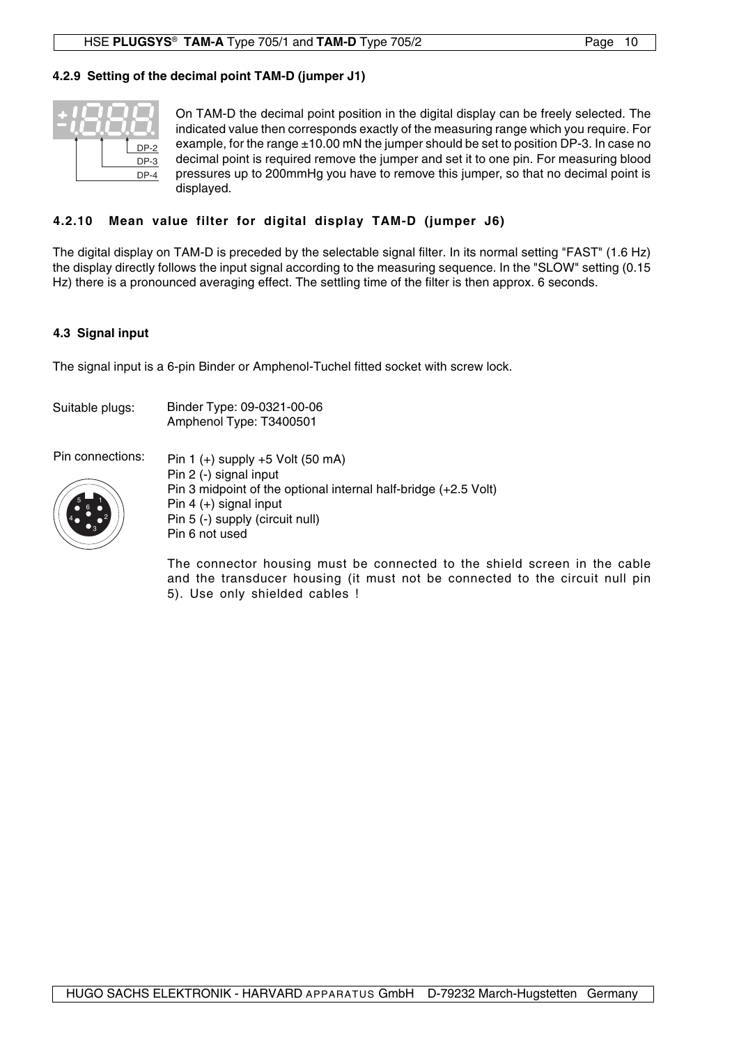### 4.2.9 Setting of the decimal point TAM-D (jumper J1)

DP-2
DP-3
DP-4

On TAM-D the decimal point position in the digital display can be freely selected. The indicated value then corresponds exactly of the measuring range which you require. For example, for the range ±10.00 mN the jumper should be set to position DP-3. In case no decimal point is required remove the jumper and set it to one pin. For measuring blood pressures up to 200mmHg you have to remove this jumper, so that no decimal point is displayed.

### 4.2.10 Mean value filter for digital display TAM-D (jumper J6)

The digital display on TAM-D is preceded by the selectable signal filter. In its normal setting "FAST" (1.6 Hz) the display directly follows the input signal according to the measuring sequence. In the "SLOW" setting (0.15 Hz) there is a pronounced averaging effect. The settling time of the filter is then approx. 6 seconds.

## 4.3 Signal input

The signal input is a 6-pin Binder or Amphenol-Tuchel fitted socket with screw lock.

Suitable plugs: Binder Type: 09-0321-00-06
Amphenol Type: T3400501

Pin connections:

Pin 1 (+) supply +5 Volt (50 mA)
Pin 2 (-) signal input
Pin 3 midpoint of the optional internal half-bridge (+2.5 Volt)
Pin 4 (+) signal input
Pin 5 (-) supply (circuit null)
Pin 6 not used

The connector housing must be connected to the shield screen in the cable and the transducer housing (it must not be connected to the circuit null pin 5). Use only shielded cables !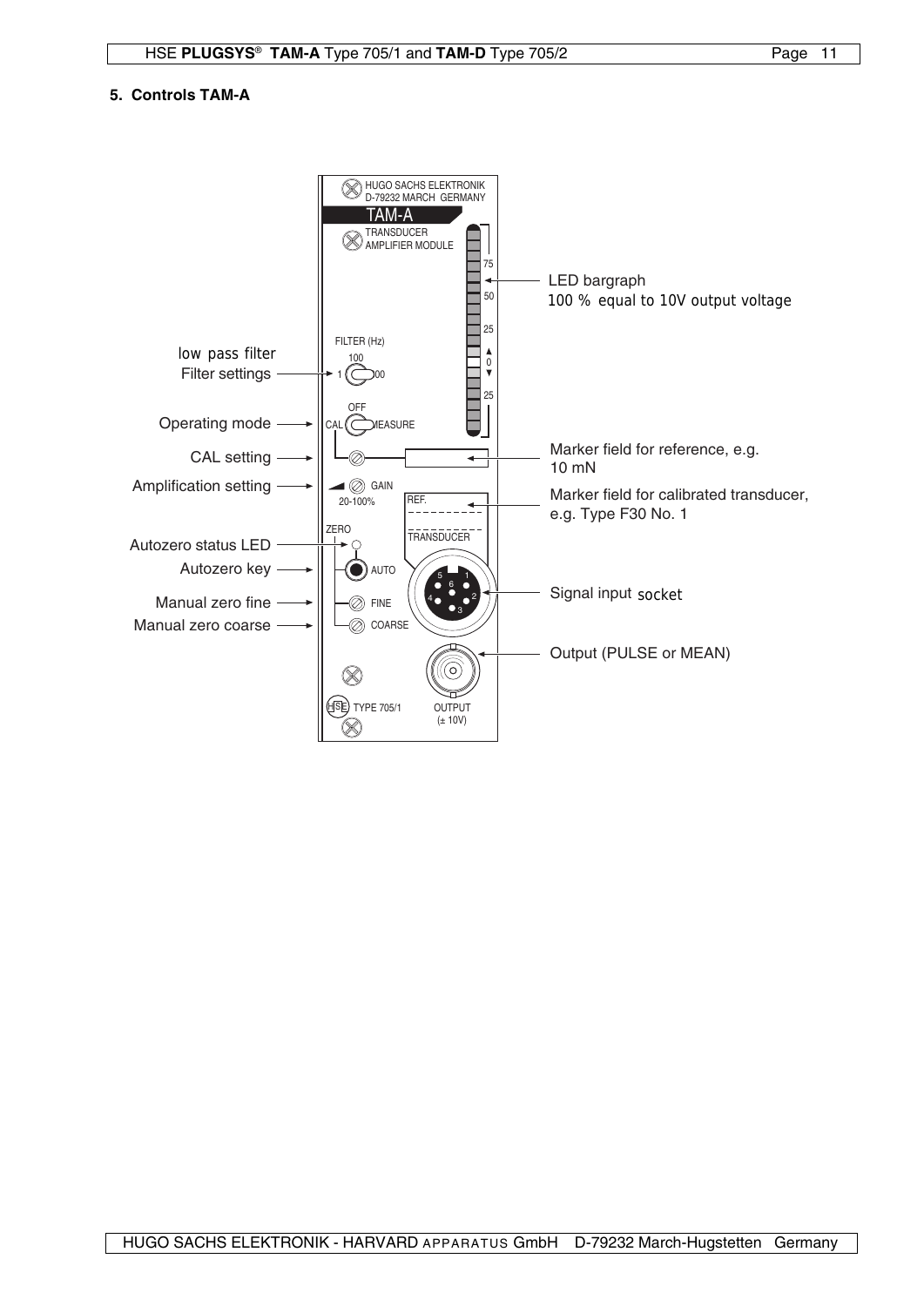## 5. Controls TAM-A

HUGO SACHS ELEKTRONIK
D-79232 MARCH GERMANY

TAM-A

TRANSDUCER
AMPLIFIER MODULE

LED bargraph
100 % equal to 10V output voltage

low pass filter
Filter settings

FILTER (Hz)
100
1 100

Operating mode

OFF
CAL MEASURE

CAL setting

Marker field for reference, e.g. 10 mN

Amplification setting

GAIN
20-100%

Marker field for calibrated transducer, e.g. Type F30 No. 1

REF.

TRANSDUCER

ZERO

Autozero status LED

Autozero key

AUTO

Manual zero fine

FINE

Manual zero coarse

COARSE

Signal input socket

Output (PULSE or MEAN)

TYPE 705/1

OUTPUT
(± 10V)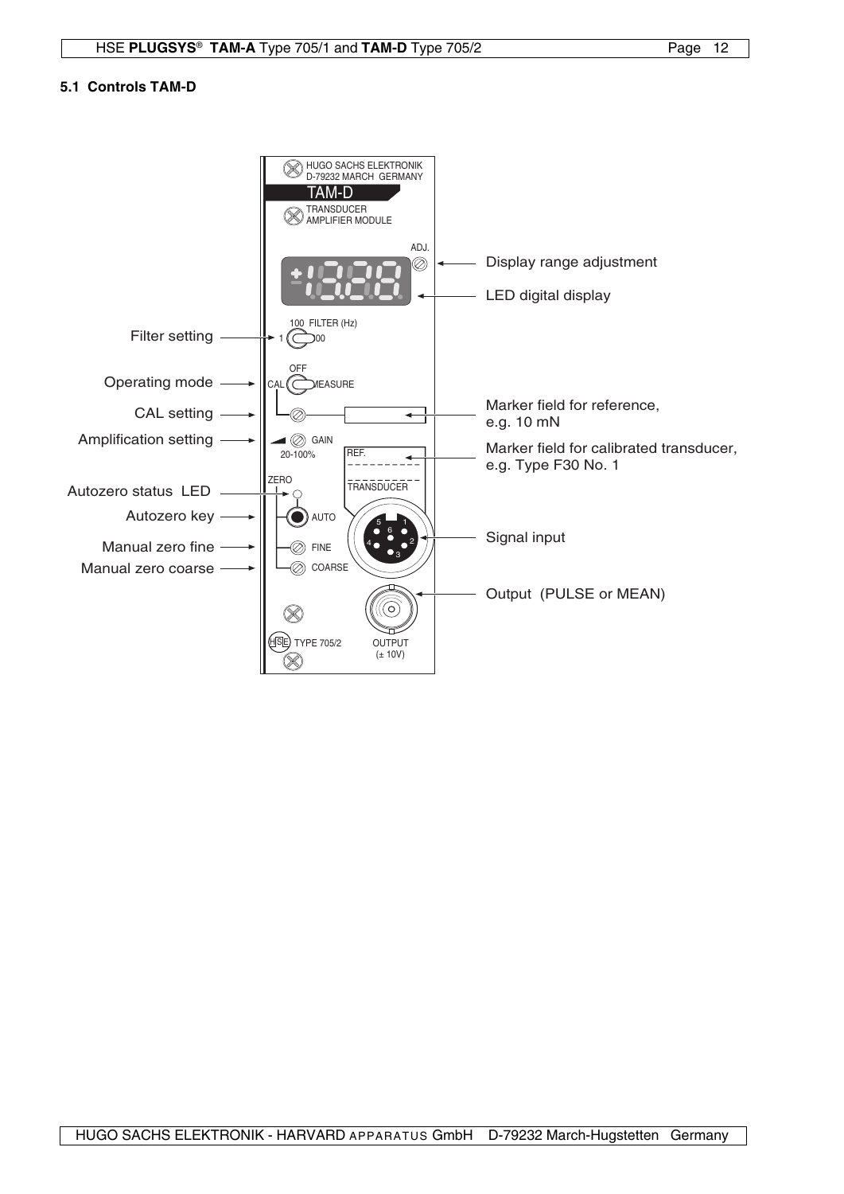### 5.1 Controls TAM-D

HUGO SACHS ELEKTRONIK
D-79232 MARCH GERMANY

TAM-D

TRANSDUCER
AMPLIFIER MODULE

ADJ.

Display range adjustment

LED digital display

Filter setting

100 FILTER (Hz)
1 / 00

Operating mode

OFF
CAL / MEASURE

CAL setting

Marker field for reference, e.g. 10 mN

Amplification setting

GAIN
20-100%

REF.

Marker field for calibrated transducer, e.g. Type F30 No. 1

ZERO

TRANSDUCER

Autozero status LED

Autozero key

AUTO

Signal input

Manual zero fine

FINE

Manual zero coarse

COARSE

Output (PULSE or MEAN)

TYPE 705/2

OUTPUT
(± 10V)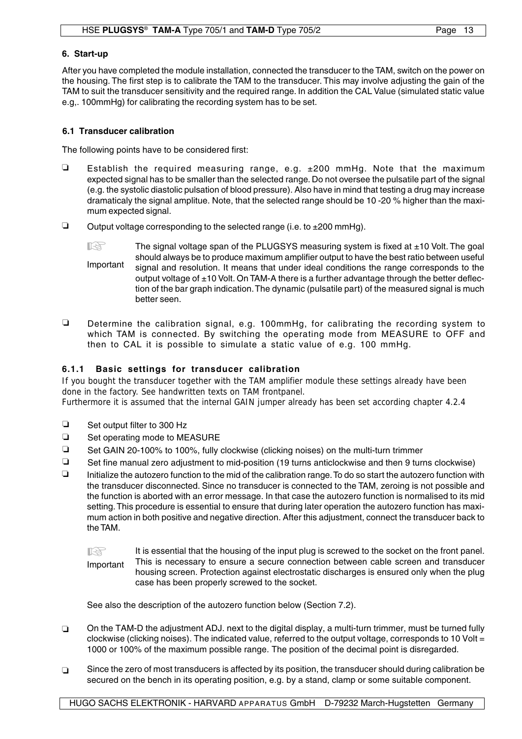## 6. Start-up

After you have completed the module installation, connected the transducer to the TAM, switch on the power on the housing. The first step is to calibrate the TAM to the transducer. This may involve adjusting the gain of the TAM to suit the transducer sensitivity and the required range. In addition the CAL Value (simulated static value e.g,. 100mmHg) for calibrating the recording system has to be set.

### 6.1 Transducer calibration

The following points have to be considered first:

- ❏ Establish the required measuring range, e.g. ±200 mmHg. Note that the maximum expected signal has to be smaller than the selected range. Do not oversee the pulsatile part of the signal (e.g. the systolic diastolic pulsation of blood pressure). Also have in mind that testing a drug may increase dramaticaly the signal amplitue. Note, that the selected range should be 10 -20 % higher than the maximum expected signal.
- ❏ Output voltage corresponding to the selected range (i.e. to ±200 mmHg).

  **Important**: The signal voltage span of the PLUGSYS measuring system is fixed at ±10 Volt. The goal should always be to produce maximum amplifier output to have the best ratio between useful signal and resolution. It means that under ideal conditions the range corresponds to the output voltage of ±10 Volt. On TAM-A there is a further advantage through the better deflection of the bar graph indication. The dynamic (pulsatile part) of the measured signal is much better seen.

- ❏ Determine the calibration signal, e.g. 100mmHg, for calibrating the recording system to which TAM is connected. By switching the operating mode from MEASURE to OFF and then to CAL it is possible to simulate a static value of e.g. 100 mmHg.

#### 6.1.1 Basic settings for transducer calibration

If you bought the transducer together with the TAM amplifier module these settings already have been done in the factory. See handwritten texts on TAM frontpanel.
Furthermore it is assumed that the internal GAIN jumper already has been set according chapter 4.2.4

- ❏ Set output filter to 300 Hz
- ❏ Set operating mode to MEASURE
- ❏ Set GAIN 20-100% to 100%, fully clockwise (clicking noises) on the multi-turn trimmer
- ❏ Set fine manual zero adjustment to mid-position (19 turns anticlockwise and then 9 turns clockwise)
- ❏ Initialize the autozero function to the mid of the calibration range. To do so start the autozero function with the transducer disconnected. Since no transducer is connected to the TAM, zeroing is not possible and the function is aborted with an error message. In that case the autozero function is normalised to its mid setting. This procedure is essential to ensure that during later operation the autozero function has maximum action in both positive and negative direction. After this adjustment, connect the transducer back to the TAM.

  **Important**: It is essential that the housing of the input plug is screwed to the socket on the front panel. This is necessary to ensure a secure connection between cable screen and transducer housing screen. Protection against electrostatic discharges is ensured only when the plug case has been properly screwed to the socket.

  See also the description of the autozero function below (Section 7.2).

- ❏ On the TAM-D the adjustment ADJ. next to the digital display, a multi-turn trimmer, must be turned fully clockwise (clicking noises). The indicated value, referred to the output voltage, corresponds to 10 Volt = 1000 or 100% of the maximum possible range. The position of the decimal point is disregarded.
- ❏ Since the zero of most transducers is affected by its position, the transducer should during calibration be secured on the bench in its operating position, e.g. by a stand, clamp or some suitable component.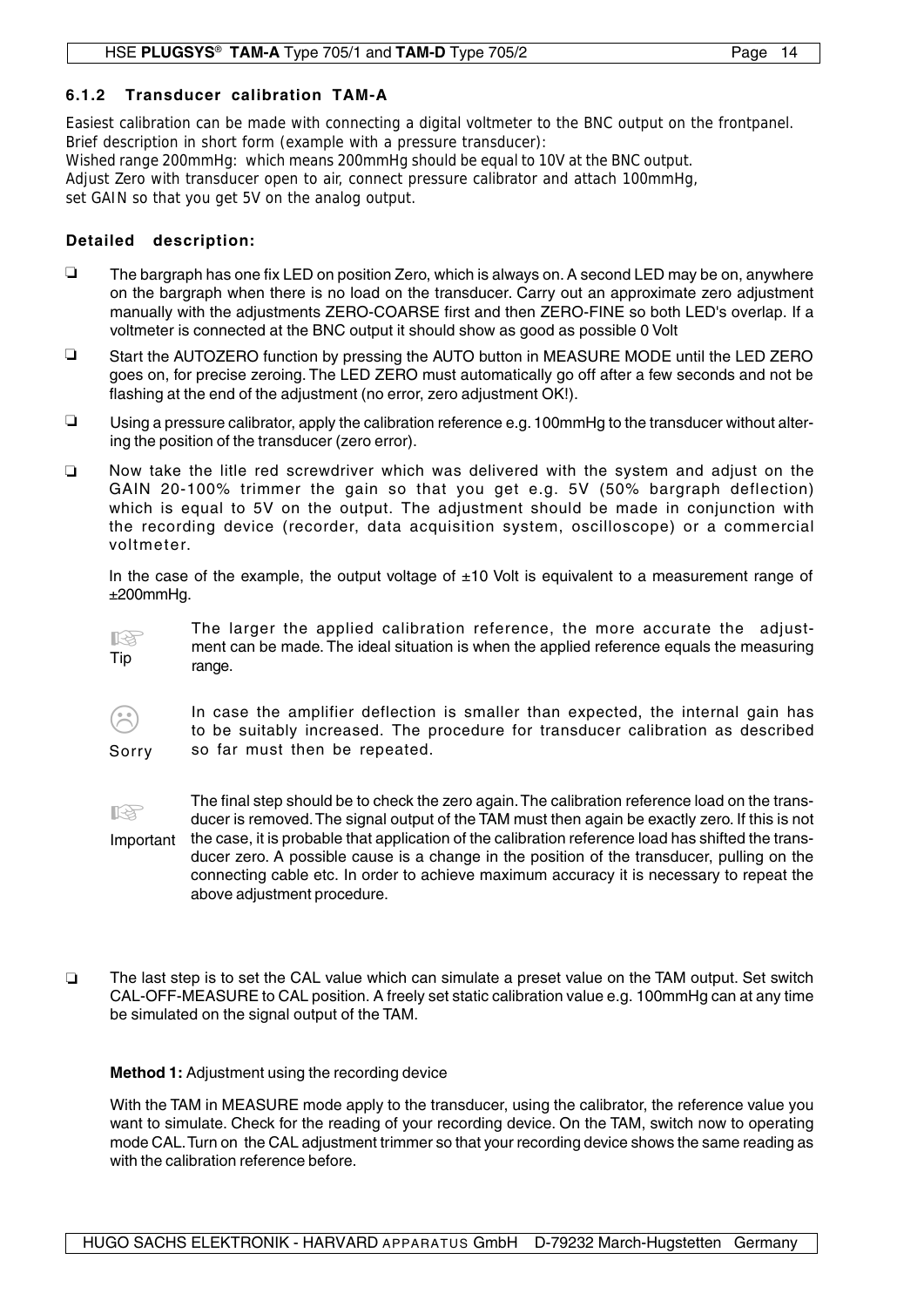### 6.1.2 Transducer calibration TAM-A

Easiest calibration can be made with connecting a digital voltmeter to the BNC output on the frontpanel.
Brief description in short form (example with a pressure transducer):
Wished range 200mmHg: which means 200mmHg should be equal to 10V at the BNC output.
Adjust Zero with transducer open to air, connect pressure calibrator and attach 100mmHg,
set GAIN so that you get 5V on the analog output.

**Detailed description:**

- ❏ The bargraph has one fix LED on position Zero, which is always on. A second LED may be on, anywhere on the bargraph when there is no load on the transducer. Carry out an approximate zero adjustment manually with the adjustments ZERO-COARSE first and then ZERO-FINE so both LED's overlap. If a voltmeter is connected at the BNC output it should show as good as possible 0 Volt
- ❏ Start the AUTOZERO function by pressing the AUTO button in MEASURE MODE until the LED ZERO goes on, for precise zeroing. The LED ZERO must automatically go off after a few seconds and not be flashing at the end of the adjustment (no error, zero adjustment OK!).
- ❏ Using a pressure calibrator, apply the calibration reference e.g. 100mmHg to the transducer without altering the position of the transducer (zero error).
- ❏ Now take the litle red screwdriver which was delivered with the system and adjust on the GAIN 20-100% trimmer the gain so that you get e.g. 5V (50% bargraph deflection) which is equal to 5V on the output. The adjustment should be made in conjunction with the recording device (recorder, data acquisition system, oscilloscope) or a commercial voltmeter.

  In the case of the example, the output voltage of ±10 Volt is equivalent to a measurement range of ±200mmHg.

  ☞ Tip — The larger the applied calibration reference, the more accurate the adjustment can be made. The ideal situation is when the applied reference equals the measuring range.

  ☹ Sorry — In case the amplifier deflection is smaller than expected, the internal gain has to be suitably increased. The procedure for transducer calibration as described so far must then be repeated.

  ☞ Important — The final step should be to check the zero again. The calibration reference load on the transducer is removed. The signal output of the TAM must then again be exactly zero. If this is not the case, it is probable that application of the calibration reference load has shifted the transducer zero. A possible cause is a change in the position of the transducer, pulling on the connecting cable etc. In order to achieve maximum accuracy it is necessary to repeat the above adjustment procedure.

- ❏ The last step is to set the CAL value which can simulate a preset value on the TAM output. Set switch CAL-OFF-MEASURE to CAL position. A freely set static calibration value e.g. 100mmHg can at any time be simulated on the signal output of the TAM.

  **Method 1:** Adjustment using the recording device

  With the TAM in MEASURE mode apply to the transducer, using the calibrator, the reference value you want to simulate. Check for the reading of your recording device. On the TAM, switch now to operating mode CAL. Turn on the CAL adjustment trimmer so that your recording device shows the same reading as with the calibration reference before.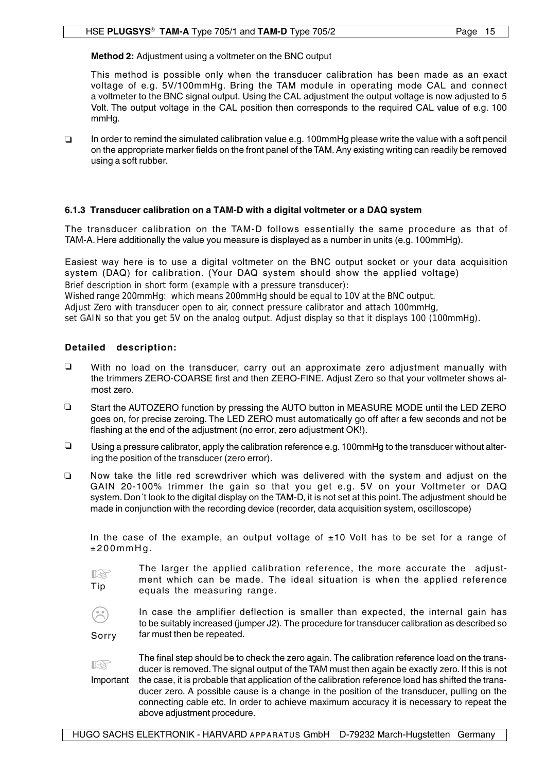**Method 2:** Adjustment using a voltmeter on the BNC output

This method is possible only when the transducer calibration has been made as an exact voltage of e.g. 5V/100mmHg. Bring the TAM module in operating mode CAL and connect a voltmeter to the BNC signal output. Using the CAL adjustment the output voltage is now adjusted to 5 Volt. The output voltage in the CAL position then corresponds to the required CAL value of e.g. 100 mmHg.

- ❑ In order to remind the simulated calibration value e.g. 100mmHg please write the value with a soft pencil on the appropriate marker fields on the front panel of the TAM. Any existing writing can readily be removed using a soft rubber.

### 6.1.3 Transducer calibration on a TAM-D with a digital voltmeter or a DAQ system

The transducer calibration on the TAM-D follows essentially the same procedure as that of TAM-A. Here additionally the value you measure is displayed as a number in units (e.g. 100mmHg).

Easiest way here is to use a digital voltmeter on the BNC output socket or your data acquisition system (DAQ) for calibration. (Your DAQ system should show the applied voltage)
Brief description in short form (example with a pressure transducer):
Wished range 200mmHg: which means 200mmHg should be equal to 10V at the BNC output.
Adjust Zero with transducer open to air, connect pressure calibrator and attach 100mmHg,
set GAIN so that you get 5V on the analog output. Adjust display so that it displays 100 (100mmHg).

**Detailed description:**

- ❑ With no load on the transducer, carry out an approximate zero adjustment manually with the trimmers ZERO-COARSE first and then ZERO-FINE. Adjust Zero so that your voltmeter shows almost zero.
- ❑ Start the AUTOZERO function by pressing the AUTO button in MEASURE MODE until the LED ZERO goes on, for precise zeroing. The LED ZERO must automatically go off after a few seconds and not be flashing at the end of the adjustment (no error, zero adjustment OK!).
- ❑ Using a pressure calibrator, apply the calibration reference e.g. 100mmHg to the transducer without altering the position of the transducer (zero error).
- ❑ Now take the litle red screwdriver which was delivered with the system and adjust on the GAIN 20-100% trimmer the gain so that you get e.g. 5V on your Voltmeter or DAQ system. Don´t look to the digital display on the TAM-D, it is not set at this point. The adjustment should be made in conjunction with the recording device (recorder, data acquisition system, oscilloscope)

In the case of the example, an output voltage of ±10 Volt has to be set for a range of ±200mmHg.

☞ Tip: The larger the applied calibration reference, the more accurate the adjustment which can be made. The ideal situation is when the applied reference equals the measuring range.

☹ Sorry: In case the amplifier deflection is smaller than expected, the internal gain has to be suitably increased (jumper J2). The procedure for transducer calibration as described so far must then be repeated.

☞ Important: The final step should be to check the zero again. The calibration reference load on the transducer is removed. The signal output of the TAM must then again be exactly zero. If this is not the case, it is probable that application of the calibration reference load has shifted the transducer zero. A possible cause is a change in the position of the transducer, pulling on the connecting cable etc. In order to achieve maximum accuracy it is necessary to repeat the above adjustment procedure.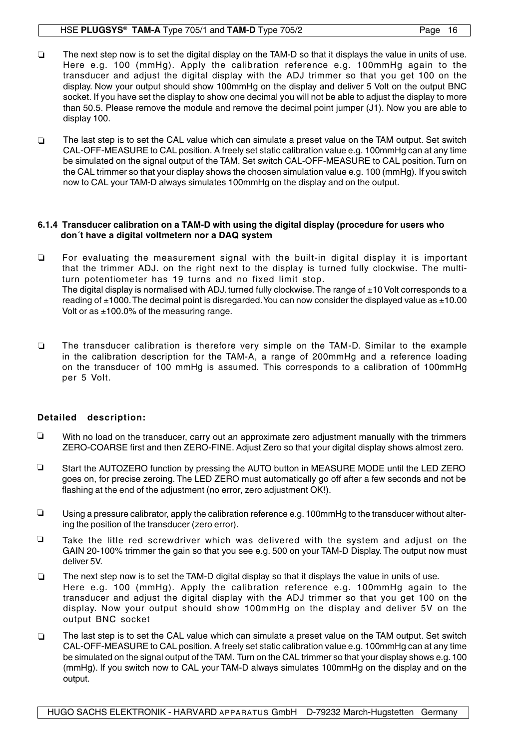- The next step now is to set the digital display on the TAM-D so that it displays the value in units of use. Here e.g. 100 (mmHg). Apply the calibration reference e.g. 100mmHg again to the transducer and adjust the digital display with the ADJ trimmer so that you get 100 on the display. Now your output should show 100mmHg on the display and deliver 5 Volt on the output BNC socket. If you have set the display to show one decimal you will not be able to adjust the display to more than 50.5. Please remove the module and remove the decimal point jumper (J1). Now you are able to display 100.

- The last step is to set the CAL value which can simulate a preset value on the TAM output. Set switch CAL-OFF-MEASURE to CAL position. A freely set static calibration value e.g. 100mmHg can at any time be simulated on the signal output of the TAM. Set switch CAL-OFF-MEASURE to CAL position. Turn on the CAL trimmer so that your display shows the choosen simulation value e.g. 100 (mmHg). If you switch now to CAL your TAM-D always simulates 100mmHg on the display and on the output.

### 6.1.4 Transducer calibration on a TAM-D with using the digital display (procedure for users who don´t have a digital voltmetern nor a DAQ system

- For evaluating the measurement signal with the built-in digital display it is important that the trimmer ADJ. on the right next to the display is turned fully clockwise. The multi-turn potentiometer has 19 turns and no fixed limit stop.
  The digital display is normalised with ADJ. turned fully clockwise. The range of ±10 Volt corresponds to a reading of ±1000. The decimal point is disregarded. You can now consider the displayed value as ±10.00 Volt or as ±100.0% of the measuring range.

- The transducer calibration is therefore very simple on the TAM-D. Similar to the example in the calibration description for the TAM-A, a range of 200mmHg and a reference loading on the transducer of 100 mmHg is assumed. This corresponds to a calibration of 100mmHg per 5 Volt.

**Detailed description:**

- With no load on the transducer, carry out an approximate zero adjustment manually with the trimmers ZERO-COARSE first and then ZERO-FINE. Adjust Zero so that your digital display shows almost zero.

- Start the AUTOZERO function by pressing the AUTO button in MEASURE MODE until the LED ZERO goes on, for precise zeroing. The LED ZERO must automatically go off after a few seconds and not be flashing at the end of the adjustment (no error, zero adjustment OK!).

- Using a pressure calibrator, apply the calibration reference e.g. 100mmHg to the transducer without altering the position of the transducer (zero error).

- Take the litle red screwdriver which was delivered with the system and adjust on the GAIN 20-100% trimmer the gain so that you see e.g. 500 on your TAM-D Display. The output now must deliver 5V.

- The next step now is to set the TAM-D digital display so that it displays the value in units of use.
  Here e.g. 100 (mmHg). Apply the calibration reference e.g. 100mmHg again to the transducer and adjust the digital display with the ADJ trimmer so that you get 100 on the display. Now your output should show 100mmHg on the display and deliver 5V on the output BNC socket

- The last step is to set the CAL value which can simulate a preset value on the TAM output. Set switch CAL-OFF-MEASURE to CAL position. A freely set static calibration value e.g. 100mmHg can at any time be simulated on the signal output of the TAM. Turn on the CAL trimmer so that your display shows e.g. 100 (mmHg). If you switch now to CAL your TAM-D always simulates 100mmHg on the display and on the output.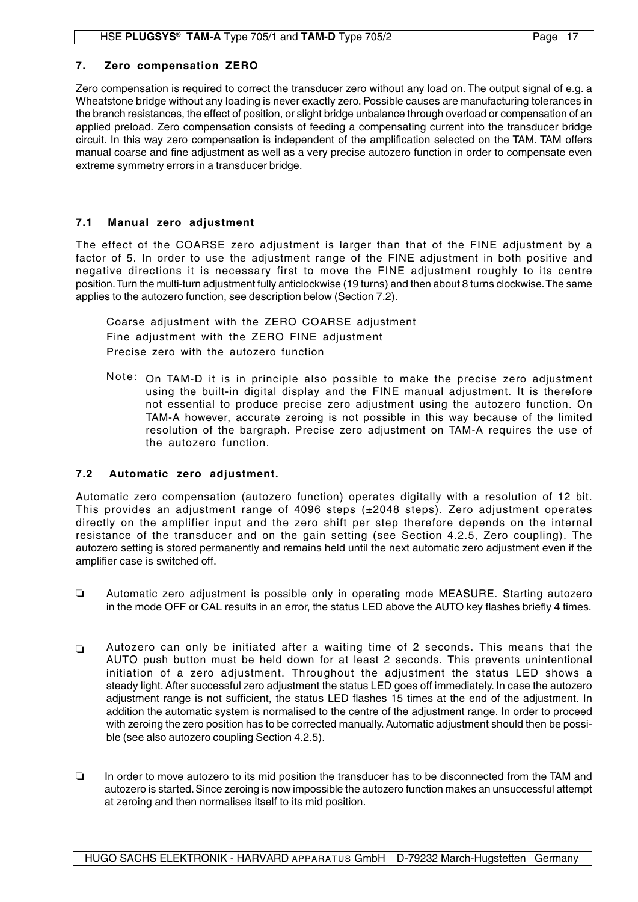## 7. Zero compensation ZERO

Zero compensation is required to correct the transducer zero without any load on. The output signal of e.g. a Wheatstone bridge without any loading is never exactly zero. Possible causes are manufacturing tolerances in the branch resistances, the effect of position, or slight bridge unbalance through overload or compensation of an applied preload. Zero compensation consists of feeding a compensating current into the transducer bridge circuit. In this way zero compensation is independent of the amplification selected on the TAM. TAM offers manual coarse and fine adjustment as well as a very precise autozero function in order to compensate even extreme symmetry errors in a transducer bridge.

### 7.1 Manual zero adjustment

The effect of the COARSE zero adjustment is larger than that of the FINE adjustment by a factor of 5. In order to use the adjustment range of the FINE adjustment in both positive and negative directions it is necessary first to move the FINE adjustment roughly to its centre position. Turn the multi-turn adjustment fully anticlockwise (19 turns) and then about 8 turns clockwise. The same applies to the autozero function, see description below (Section 7.2).

Coarse adjustment with the ZERO COARSE adjustment
Fine adjustment with the ZERO FINE adjustment
Precise zero with the autozero function

Note: On TAM-D it is in principle also possible to make the precise zero adjustment using the built-in digital display and the FINE manual adjustment. It is therefore not essential to produce precise zero adjustment using the autozero function. On TAM-A however, accurate zeroing is not possible in this way because of the limited resolution of the bargraph. Precise zero adjustment on TAM-A requires the use of the autozero function.

### 7.2 Automatic zero adjustment.

Automatic zero compensation (autozero function) operates digitally with a resolution of 12 bit. This provides an adjustment range of 4096 steps (±2048 steps). Zero adjustment operates directly on the amplifier input and the zero shift per step therefore depends on the internal resistance of the transducer and on the gain setting (see Section 4.2.5, Zero coupling). The autozero setting is stored permanently and remains held until the next automatic zero adjustment even if the amplifier case is switched off.

- Automatic zero adjustment is possible only in operating mode MEASURE. Starting autozero in the mode OFF or CAL results in an error, the status LED above the AUTO key flashes briefly 4 times.

- Autozero can only be initiated after a waiting time of 2 seconds. This means that the AUTO push button must be held down for at least 2 seconds. This prevents unintentional initiation of a zero adjustment. Throughout the adjustment the status LED shows a steady light. After successful zero adjustment the status LED goes off immediately. In case the autozero adjustment range is not sufficient, the status LED flashes 15 times at the end of the adjustment. In addition the automatic system is normalised to the centre of the adjustment range. In order to proceed with zeroing the zero position has to be corrected manually. Automatic adjustment should then be possible (see also autozero coupling Section 4.2.5).

- In order to move autozero to its mid position the transducer has to be disconnected from the TAM and autozero is started. Since zeroing is now impossible the autozero function makes an unsuccessful attempt at zeroing and then normalises itself to its mid position.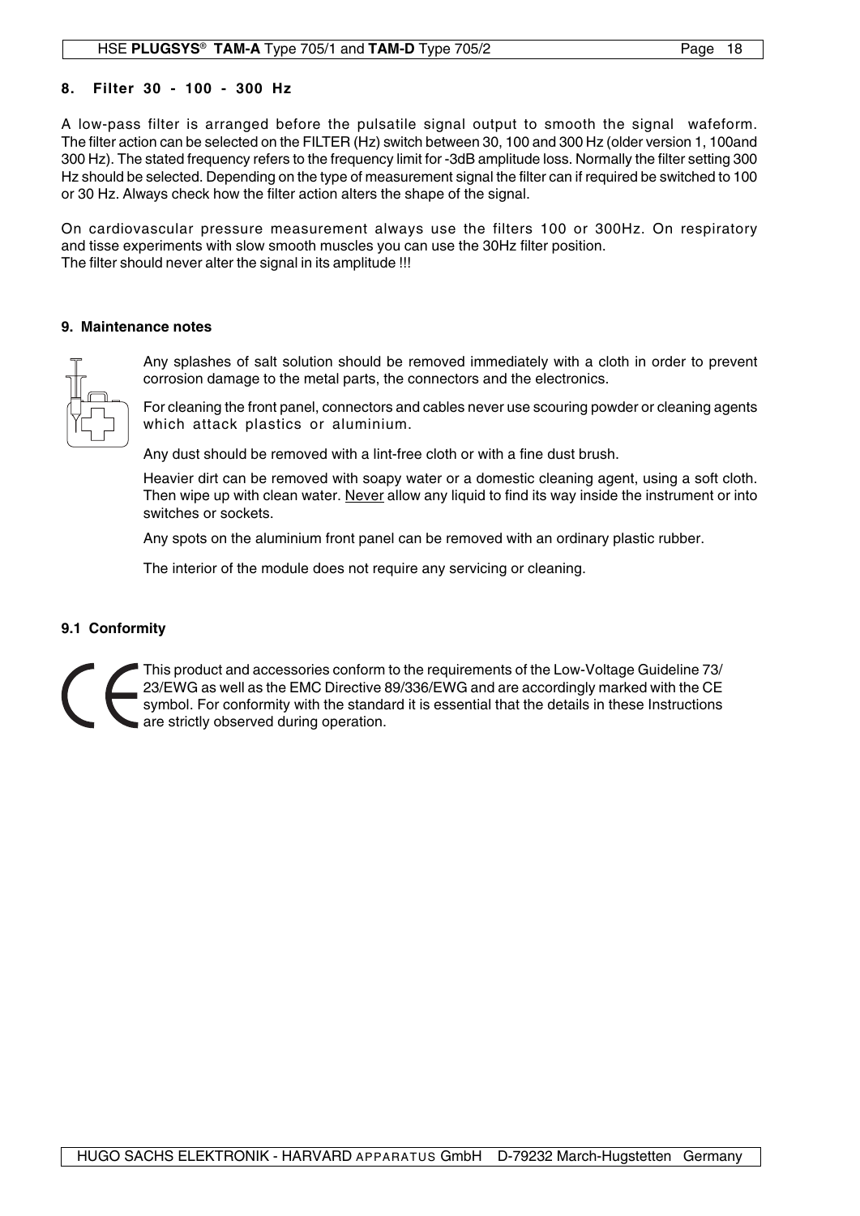## 8. Filter 30 - 100 - 300 Hz

A low-pass filter is arranged before the pulsatile signal output to smooth the signal wafeform. The filter action can be selected on the FILTER (Hz) switch between 30, 100 and 300 Hz (older version 1, 100and 300 Hz). The stated frequency refers to the frequency limit for -3dB amplitude loss. Normally the filter setting 300 Hz should be selected. Depending on the type of measurement signal the filter can if required be switched to 100 or 30 Hz. Always check how the filter action alters the shape of the signal.

On cardiovascular pressure measurement always use the filters 100 or 300Hz. On respiratory and tisse experiments with slow smooth muscles you can use the 30Hz filter position.
The filter should never alter the signal in its amplitude !!!

## 9. Maintenance notes

Any splashes of salt solution should be removed immediately with a cloth in order to prevent corrosion damage to the metal parts, the connectors and the electronics.

For cleaning the front panel, connectors and cables never use scouring powder or cleaning agents which attack plastics or aluminium.

Any dust should be removed with a lint-free cloth or with a fine dust brush.

Heavier dirt can be removed with soapy water or a domestic cleaning agent, using a soft cloth. Then wipe up with clean water. Never allow any liquid to find its way inside the instrument or into switches or sockets.

Any spots on the aluminium front panel can be removed with an ordinary plastic rubber.

The interior of the module does not require any servicing or cleaning.

### 9.1 Conformity

This product and accessories conform to the requirements of the Low-Voltage Guideline 73/23/EWG as well as the EMC Directive 89/336/EWG and are accordingly marked with the CE symbol. For conformity with the standard it is essential that the details in these Instructions are strictly observed during operation.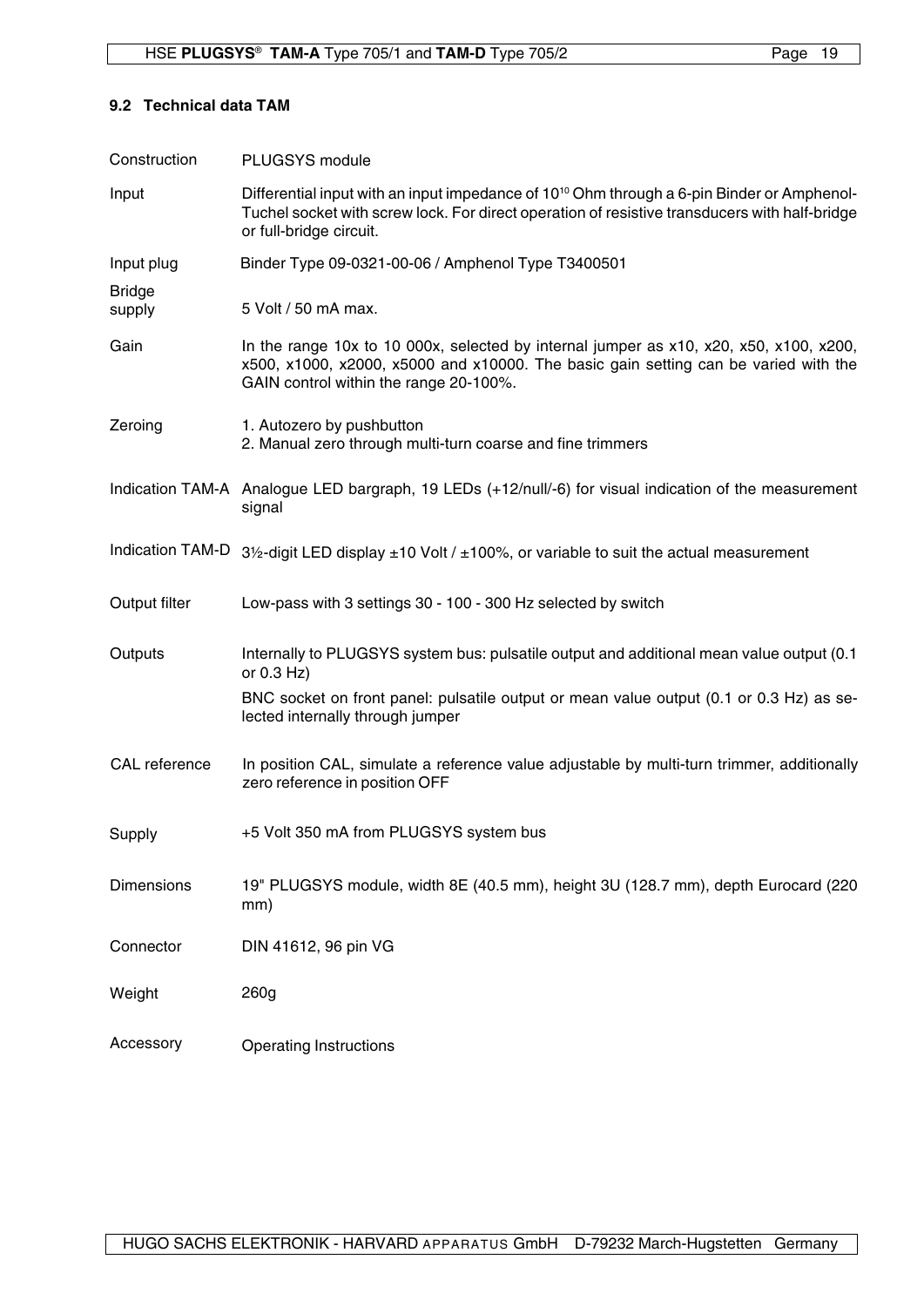### 9.2 Technical data TAM

| | |
|---|---|
| Construction | PLUGSYS module |
| Input | Differential input with an input impedance of $10^{10}$ Ohm through a 6-pin Binder or Amphenol-Tuchel socket with screw lock. For direct operation of resistive transducers with half-bridge or full-bridge circuit. |
| Input plug | Binder Type 09-0321-00-06 / Amphenol Type T3400501 |
| Bridge supply | 5 Volt / 50 mA max. |
| Gain | In the range 10x to 10 000x, selected by internal jumper as x10, x20, x50, x100, x200, x500, x1000, x2000, x5000 and x10000. The basic gain setting can be varied with the GAIN control within the range 20-100%. |
| Zeroing | 1. Autozero by pushbutton<br>2. Manual zero through multi-turn coarse and fine trimmers |
| Indication TAM-A | Analogue LED bargraph, 19 LEDs (+12/null/-6) for visual indication of the measurement signal |
| Indication TAM-D | 3½-digit LED display ±10 Volt / ±100%, or variable to suit the actual measurement |
| Output filter | Low-pass with 3 settings 30 - 100 - 300 Hz selected by switch |
| Outputs | Internally to PLUGSYS system bus: pulsatile output and additional mean value output (0.1 or 0.3 Hz)<br>BNC socket on front panel: pulsatile output or mean value output (0.1 or 0.3 Hz) as selected internally through jumper |
| CAL reference | In position CAL, simulate a reference value adjustable by multi-turn trimmer, additionally zero reference in position OFF |
| Supply | +5 Volt 350 mA from PLUGSYS system bus |
| Dimensions | 19" PLUGSYS module, width 8E (40.5 mm), height 3U (128.7 mm), depth Eurocard (220 mm) |
| Connector | DIN 41612, 96 pin VG |
| Weight | 260g |
| Accessory | Operating Instructions |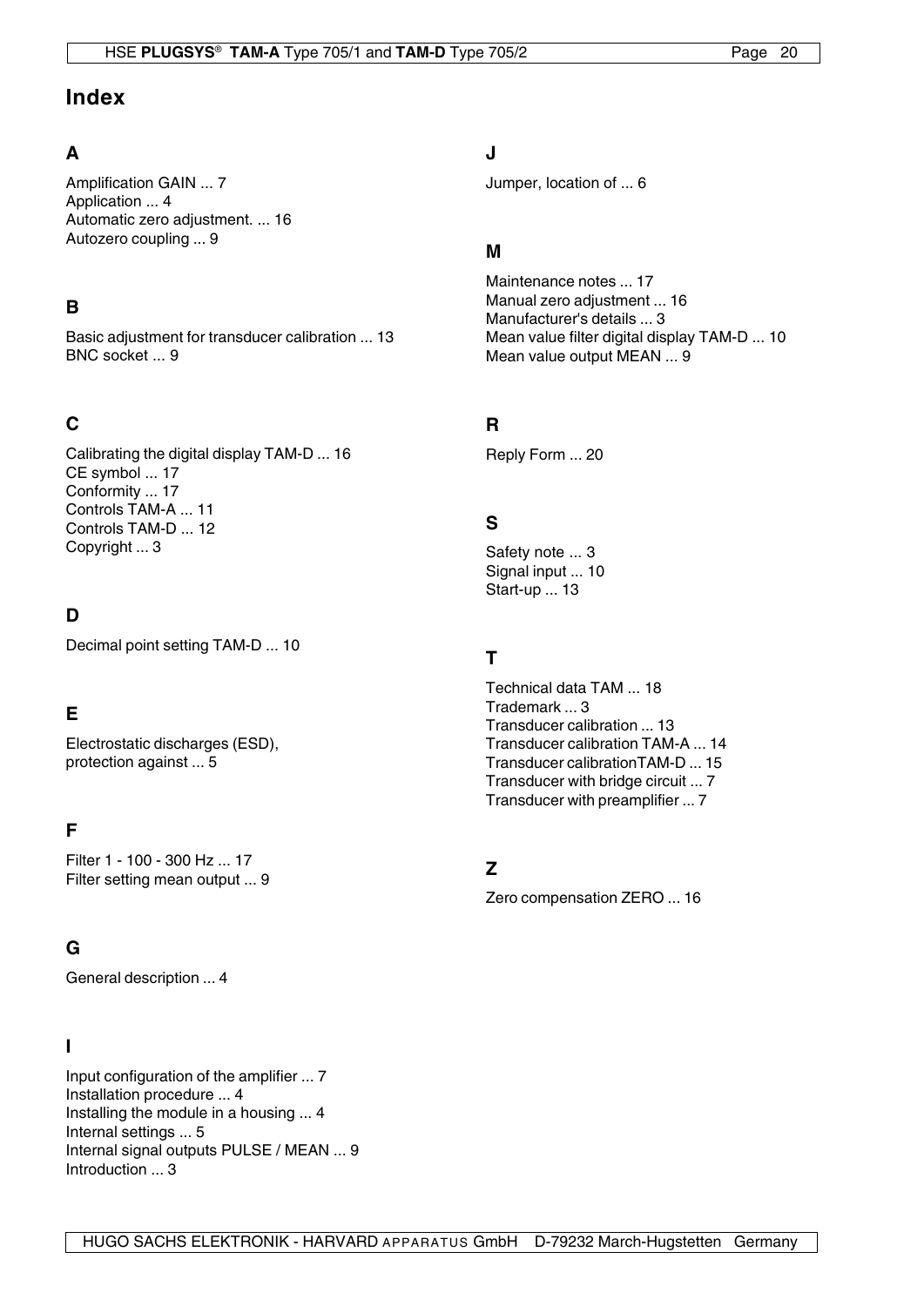# Index

## A

Amplification GAIN ... 7
Application ... 4
Automatic zero adjustment. ... 16
Autozero coupling ... 9

## B

Basic adjustment for transducer calibration ... 13
BNC socket ... 9

## C

Calibrating the digital display TAM-D ... 16
CE symbol ... 17
Conformity ... 17
Controls TAM-A ... 11
Controls TAM-D ... 12
Copyright ... 3

## D

Decimal point setting TAM-D ... 10

## E

Electrostatic discharges (ESD),
protection against ... 5

## F

Filter 1 - 100 - 300 Hz ... 17
Filter setting mean output ... 9

## G

General description ... 4

## I

Input configuration of the amplifier ... 7
Installation procedure ... 4
Installing the module in a housing ... 4
Internal settings ... 5
Internal signal outputs PULSE / MEAN ... 9
Introduction ... 3

## J

Jumper, location of ... 6

## M

Maintenance notes ... 17
Manual zero adjustment ... 16
Manufacturer's details ... 3
Mean value filter digital display TAM-D ... 10
Mean value output MEAN ... 9

## R

Reply Form ... 20

## S

Safety note ... 3
Signal input ... 10
Start-up ... 13

## T

Technical data TAM ... 18
Trademark ... 3
Transducer calibration ... 13
Transducer calibration TAM-A ... 14
Transducer calibrationTAM-D ... 15
Transducer with bridge circuit ... 7
Transducer with preamplifier ... 7

## Z

Zero compensation ZERO ... 16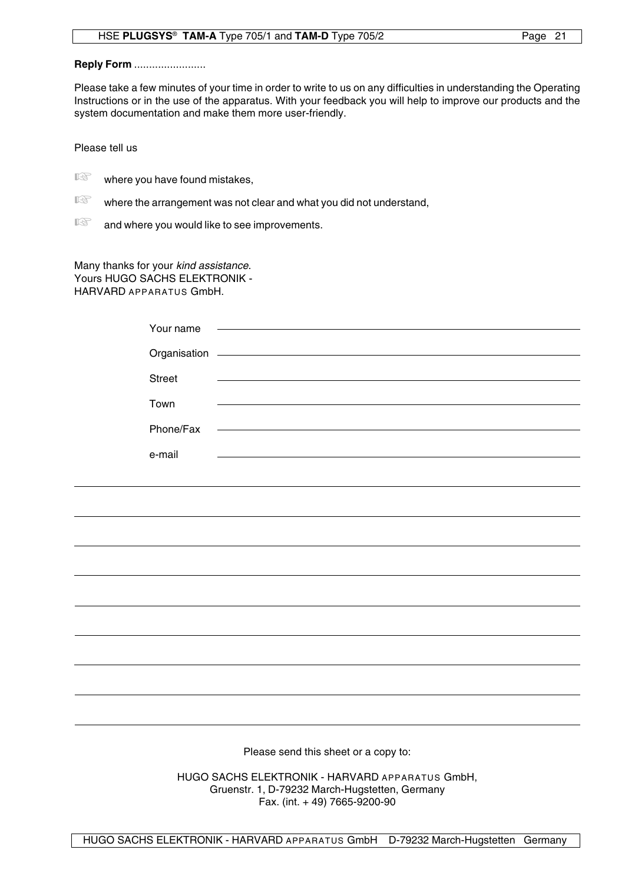**Reply Form** ........................

Please take a few minutes of your time in order to write to us on any difficulties in understanding the Operating Instructions or in the use of the apparatus. With your feedback you will help to improve our products and the system documentation and make them more user-friendly.

Please tell us

- where you have found mistakes,
- where the arrangement was not clear and what you did not understand,
- and where you would like to see improvements.

Many thanks for your *kind assistance*.
Yours HUGO SACHS ELEKTRONIK - HARVARD APPARATUS GmbH.

Your name ______________________________

Organisation ______________________________

Street ______________________________

Town ______________________________

Phone/Fax ______________________________

e-mail ______________________________

_____________________________________________

_____________________________________________

_____________________________________________

_____________________________________________

_____________________________________________

_____________________________________________

_____________________________________________

_____________________________________________

_____________________________________________

Please send this sheet or a copy to:

HUGO SACHS ELEKTRONIK - HARVARD APPARATUS GmbH,
Gruenstr. 1, D-79232 March-Hugstetten, Germany
Fax. (int. + 49) 7665-9200-90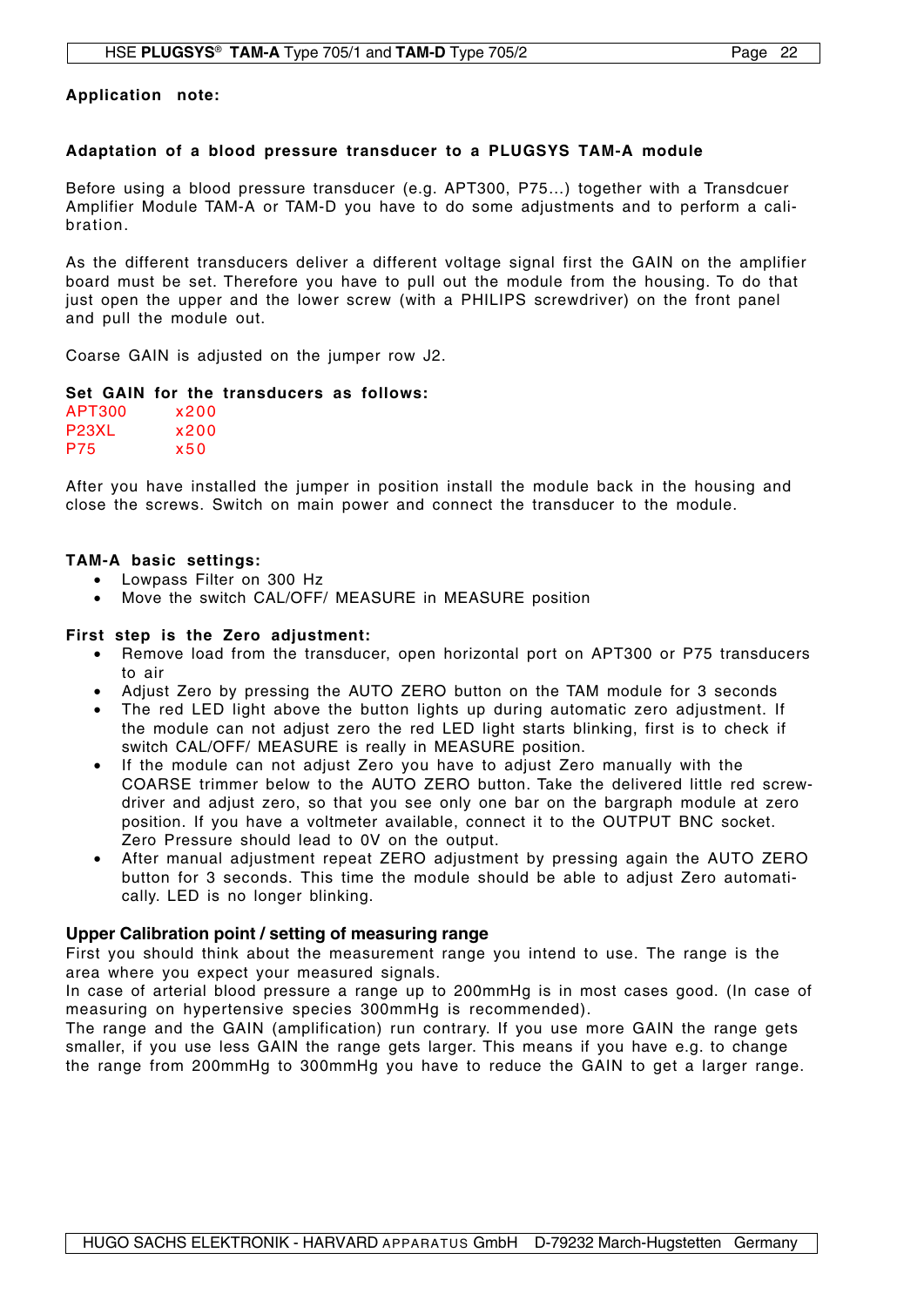## Application note:

### Adaptation of a blood pressure transducer to a PLUGSYS TAM-A module

Before using a blood pressure transducer (e.g. APT300, P75...) together with a Transdcuer Amplifier Module TAM-A or TAM-D you have to do some adjustments and to perform a calibration.

As the different transducers deliver a different voltage signal first the GAIN on the amplifier board must be set. Therefore you have to pull out the module from the housing. To do that just open the upper and the lower screw (with a PHILIPS screwdriver) on the front panel and pull the module out.

Coarse GAIN is adjusted on the jumper row J2.

**Set GAIN for the transducers as follows:**

APT300 x200
P23XL x200
P75 x50

After you have installed the jumper in position install the module back in the housing and close the screws. Switch on main power and connect the transducer to the module.

**TAM-A basic settings:**

- Lowpass Filter on 300 Hz
- Move the switch CAL/OFF/ MEASURE in MEASURE position

**First step is the Zero adjustment:**

- Remove load from the transducer, open horizontal port on APT300 or P75 transducers to air
- Adjust Zero by pressing the AUTO ZERO button on the TAM module for 3 seconds
- The red LED light above the button lights up during automatic zero adjustment. If the module can not adjust zero the red LED light starts blinking, first is to check if switch CAL/OFF/ MEASURE is really in MEASURE position.
- If the module can not adjust Zero you have to adjust Zero manually with the COARSE trimmer below to the AUTO ZERO button. Take the delivered little red screwdriver and adjust zero, so that you see only one bar on the bargraph module at zero position. If you have a voltmeter available, connect it to the OUTPUT BNC socket. Zero Pressure should lead to 0V on the output.
- After manual adjustment repeat ZERO adjustment by pressing again the AUTO ZERO button for 3 seconds. This time the module should be able to adjust Zero automatically. LED is no longer blinking.

**Upper Calibration point / setting of measuring range**

First you should think about the measurement range you intend to use. The range is the area where you expect your measured signals.
In case of arterial blood pressure a range up to 200mmHg is in most cases good. (In case of measuring on hypertensive species 300mmHg is recommended).
The range and the GAIN (amplification) run contrary. If you use more GAIN the range gets smaller, if you use less GAIN the range gets larger. This means if you have e.g. to change the range from 200mmHg to 300mmHg you have to reduce the GAIN to get a larger range.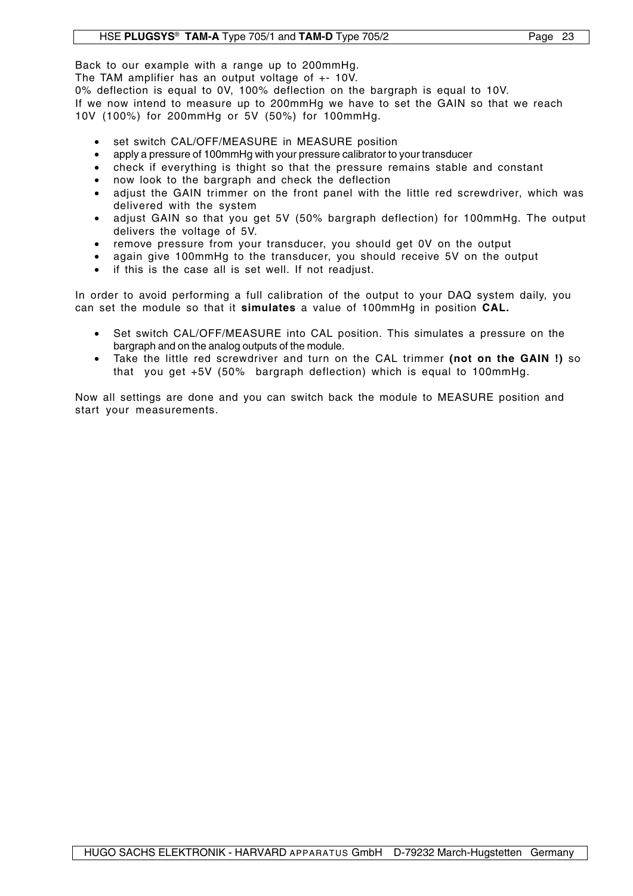Back to our example with a range up to 200mmHg.
The TAM amplifier has an output voltage of +- 10V.
0% deflection is equal to 0V, 100% deflection on the bargraph is equal to 10V.
If we now intend to measure up to 200mmHg we have to set the GAIN so that we reach 10V (100%) for 200mmHg or 5V (50%) for 100mmHg.

- set switch CAL/OFF/MEASURE in MEASURE position
- apply a pressure of 100mmHg with your pressure calibrator to your transducer
- check if everything is thight so that the pressure remains stable and constant
- now look to the bargraph and check the deflection
- adjust the GAIN trimmer on the front panel with the little red screwdriver, which was delivered with the system
- adjust GAIN so that you get 5V (50% bargraph deflection) for 100mmHg. The output delivers the voltage of 5V.
- remove pressure from your transducer, you should get 0V on the output
- again give 100mmHg to the transducer, you should receive 5V on the output
- if this is the case all is set well. If not readjust.

In order to avoid performing a full calibration of the output to your DAQ system daily, you can set the module so that it **simulates** a value of 100mmHg in position **CAL.**

- Set switch CAL/OFF/MEASURE into CAL position. This simulates a pressure on the bargraph and on the analog outputs of the module.
- Take the little red screwdriver and turn on the CAL trimmer **(not on the GAIN !)** so that you get +5V (50% bargraph deflection) which is equal to 100mmHg.

Now all settings are done and you can switch back the module to MEASURE position and start your measurements.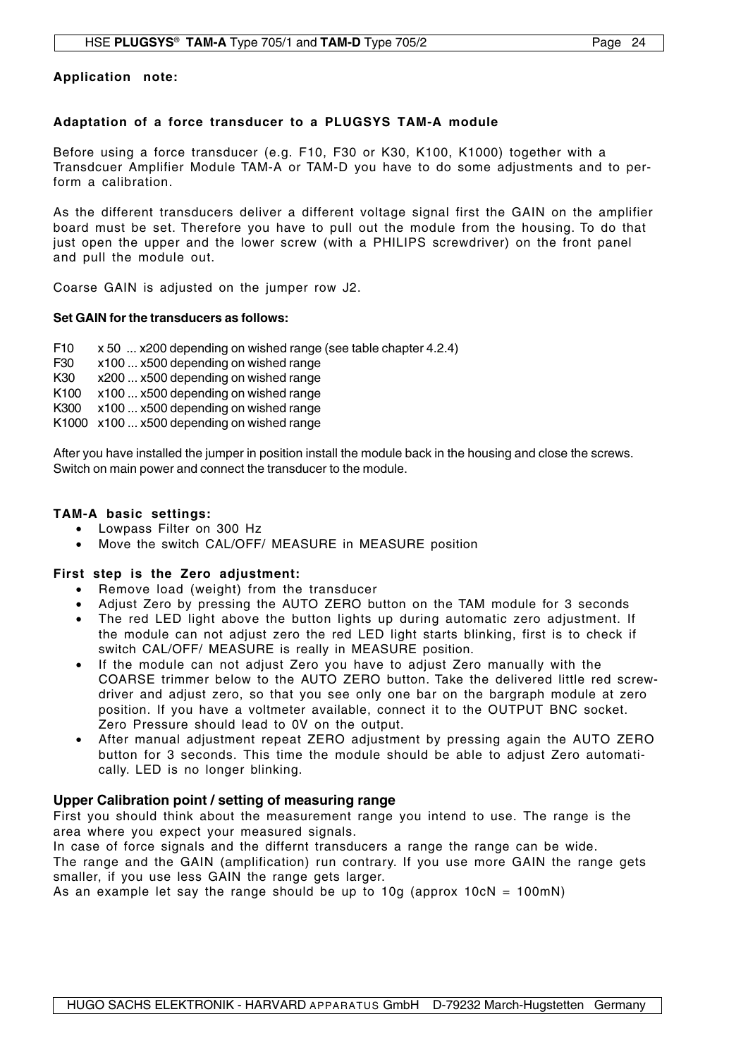**Application note:**

**Adaptation of a force transducer to a PLUGSYS TAM-A module**

Before using a force transducer (e.g. F10, F30 or K30, K100, K1000) together with a Transdcuer Amplifier Module TAM-A or TAM-D you have to do some adjustments and to perform a calibration.

As the different transducers deliver a different voltage signal first the GAIN on the amplifier board must be set. Therefore you have to pull out the module from the housing. To do that just open the upper and the lower screw (with a PHILIPS screwdriver) on the front panel and pull the module out.

Coarse GAIN is adjusted on the jumper row J2.

**Set GAIN for the transducers as follows:**

F10 x 50 ... x200 depending on wished range (see table chapter 4.2.4)
F30 x100 ... x500 depending on wished range
K30 x200 ... x500 depending on wished range
K100 x100 ... x500 depending on wished range
K300 x100 ... x500 depending on wished range
K1000 x100 ... x500 depending on wished range

After you have installed the jumper in position install the module back in the housing and close the screws. Switch on main power and connect the transducer to the module.

**TAM-A basic settings:**

- Lowpass Filter on 300 Hz
- Move the switch CAL/OFF/ MEASURE in MEASURE position

**First step is the Zero adjustment:**

- Remove load (weight) from the transducer
- Adjust Zero by pressing the AUTO ZERO button on the TAM module for 3 seconds
- The red LED light above the button lights up during automatic zero adjustment. If the module can not adjust zero the red LED light starts blinking, first is to check if switch CAL/OFF/ MEASURE is really in MEASURE position.
- If the module can not adjust Zero you have to adjust Zero manually with the COARSE trimmer below to the AUTO ZERO button. Take the delivered little red screwdriver and adjust zero, so that you see only one bar on the bargraph module at zero position. If you have a voltmeter available, connect it to the OUTPUT BNC socket. Zero Pressure should lead to 0V on the output.
- After manual adjustment repeat ZERO adjustment by pressing again the AUTO ZERO button for 3 seconds. This time the module should be able to adjust Zero automatically. LED is no longer blinking.

**Upper Calibration point / setting of measuring range**

First you should think about the measurement range you intend to use. The range is the area where you expect your measured signals.
In case of force signals and the differnt transducers a range the range can be wide.
The range and the GAIN (amplification) run contrary. If you use more GAIN the range gets smaller, if you use less GAIN the range gets larger.
As an example let say the range should be up to 10g (approx 10cN = 100mN)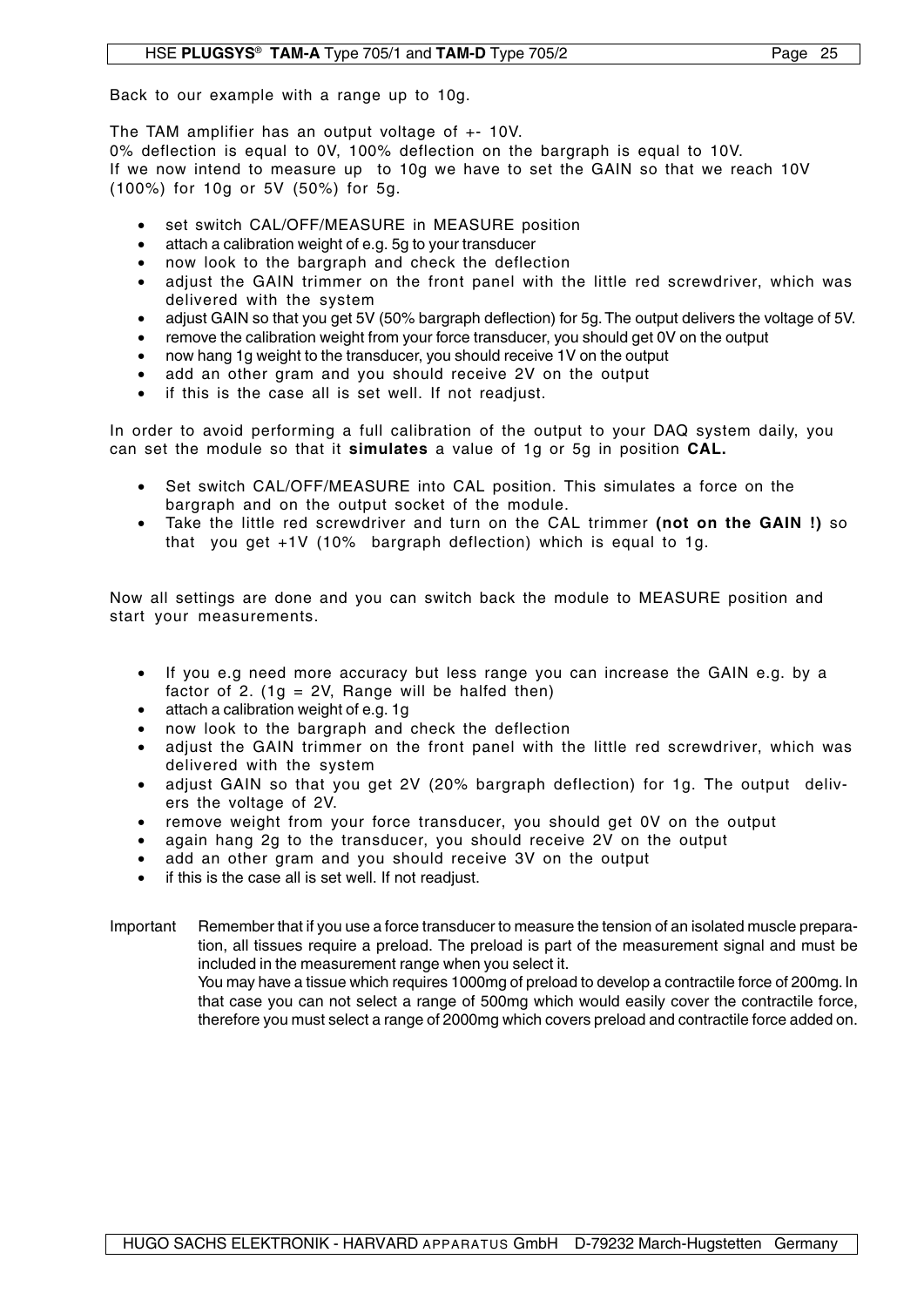Back to our example with a range up to 10g.

The TAM amplifier has an output voltage of +- 10V.
0% deflection is equal to 0V, 100% deflection on the bargraph is equal to 10V.
If we now intend to measure up to 10g we have to set the GAIN so that we reach 10V (100%) for 10g or 5V (50%) for 5g.

- set switch CAL/OFF/MEASURE in MEASURE position
- attach a calibration weight of e.g. 5g to your transducer
- now look to the bargraph and check the deflection
- adjust the GAIN trimmer on the front panel with the little red screwdriver, which was delivered with the system
- adjust GAIN so that you get 5V (50% bargraph deflection) for 5g. The output delivers the voltage of 5V.
- remove the calibration weight from your force transducer, you should get 0V on the output
- now hang 1g weight to the transducer, you should receive 1V on the output
- add an other gram and you should receive 2V on the output
- if this is the case all is set well. If not readjust.

In order to avoid performing a full calibration of the output to your DAQ system daily, you can set the module so that it **simulates** a value of 1g or 5g in position **CAL.**

- Set switch CAL/OFF/MEASURE into CAL position. This simulates a force on the bargraph and on the output socket of the module.
- Take the little red screwdriver and turn on the CAL trimmer **(not on the GAIN !)** so that you get +1V (10% bargraph deflection) which is equal to 1g.

Now all settings are done and you can switch back the module to MEASURE position and start your measurements.

- If you e.g need more accuracy but less range you can increase the GAIN e.g. by a factor of 2. (1g = 2V, Range will be halfed then)
- attach a calibration weight of e.g. 1g
- now look to the bargraph and check the deflection
- adjust the GAIN trimmer on the front panel with the little red screwdriver, which was delivered with the system
- adjust GAIN so that you get 2V (20% bargraph deflection) for 1g. The output delivers the voltage of 2V.
- remove weight from your force transducer, you should get 0V on the output
- again hang 2g to the transducer, you should receive 2V on the output
- add an other gram and you should receive 3V on the output
- if this is the case all is set well. If not readjust.

Important Remember that if you use a force transducer to measure the tension of an isolated muscle preparation, all tissues require a preload. The preload is part of the measurement signal and must be included in the measurement range when you select it.
You may have a tissue which requires 1000mg of preload to develop a contractile force of 200mg. In that case you can not select a range of 500mg which would easily cover the contractile force, therefore you must select a range of 2000mg which covers preload and contractile force added on.